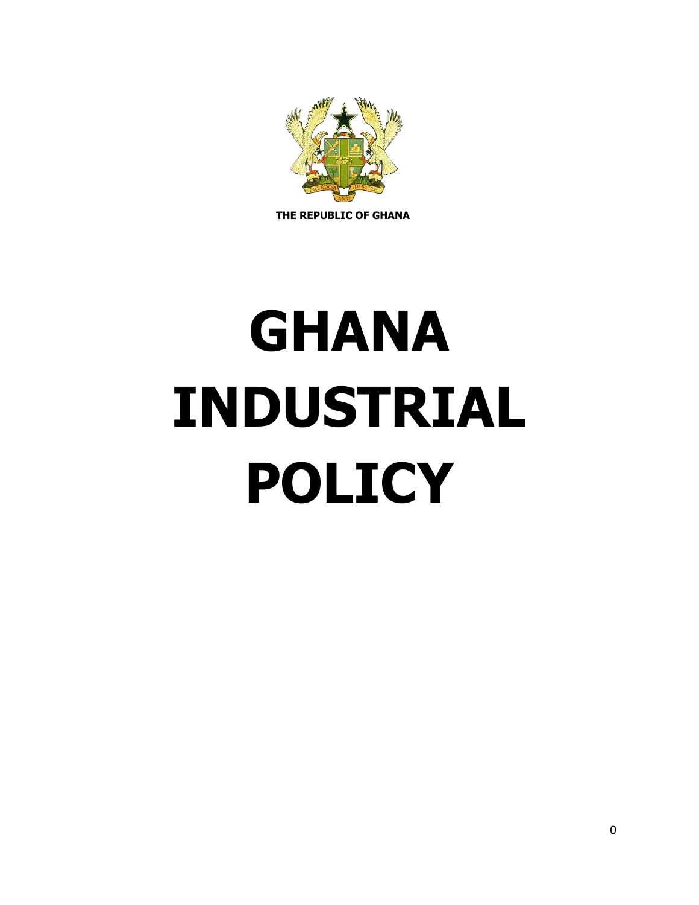THE REPUBLIC OF GHANA

# GHANA INDUSTRIAL POLICY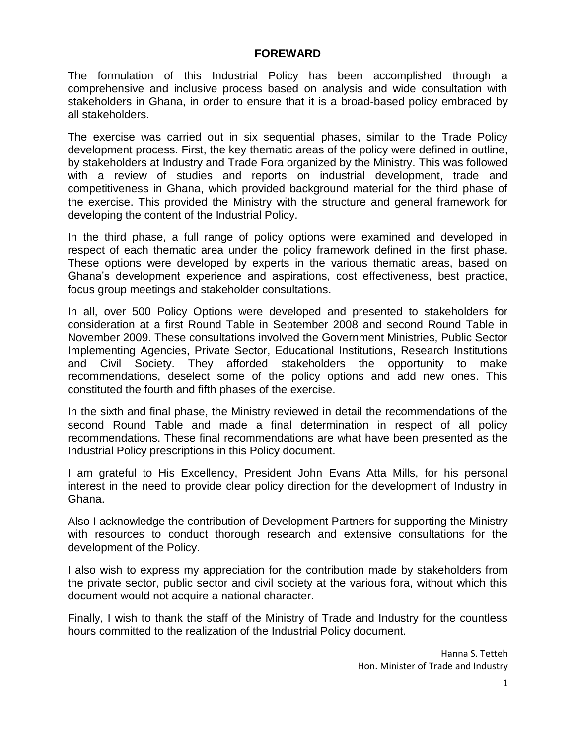## FOREWARD

The formulation of this Industrial Policy has been accomplished through a comprehensive and inclusive process based on analysis and wide consultation with stakeholders in Ghana, in order to ensure that it is a broad-based policy embraced by all stakeholders.

The exercise was carried out in six sequential phases, similar to the Trade Policy development process. First, the key thematic areas of the policy were defined in outline, by stakeholders at Industry and Trade Fora organized by the Ministry. This was followed with a review of studies and reports on industrial development, trade and competitiveness in Ghana, which provided background material for the third phase of the exercise. This provided the Ministry with the structure and general framework for developing the content of the Industrial Policy.

In the third phase, a full range of policy options were examined and developed in respect of each thematic area under the policy framework defined in the first phase. These options were developed by experts in the various thematic areas, based on Ghana's development experience and aspirations, cost effectiveness, best practice, focus group meetings and stakeholder consultations.

In all, over 500 Policy Options were developed and presented to stakeholders for consideration at a first Round Table in September 2008 and second Round Table in November 2009. These consultations involved the Government Ministries, Public Sector Implementing Agencies, Private Sector, Educational Institutions, Research Institutions and Civil Society. They afforded stakeholders the opportunity to make recommendations, deselect some of the policy options and add new ones. This constituted the fourth and fifth phases of the exercise.

In the sixth and final phase, the Ministry reviewed in detail the recommendations of the second Round Table and made a final determination in respect of all policy recommendations. These final recommendations are what have been presented as the Industrial Policy prescriptions in this Policy document.

I am grateful to His Excellency, President John Evans Atta Mills, for his personal interest in the need to provide clear policy direction for the development of Industry in Ghana.

Also I acknowledge the contribution of Development Partners for supporting the Ministry with resources to conduct thorough research and extensive consultations for the development of the Policy.

I also wish to express my appreciation for the contribution made by stakeholders from the private sector, public sector and civil society at the various fora, without which this document would not acquire a national character.

Finally, I wish to thank the staff of the Ministry of Trade and Industry for the countless hours committed to the realization of the Industrial Policy document.

Hanna S. Tetteh
Hon. Minister of Trade and Industry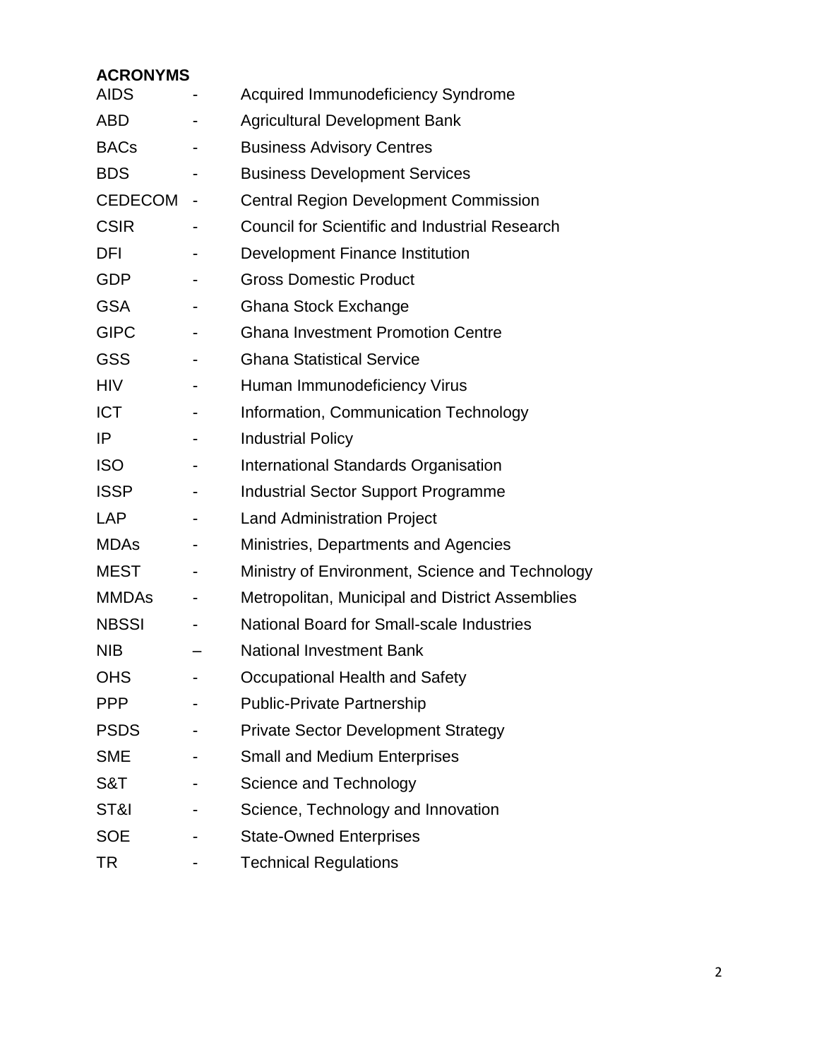**ACRONYMS**

AIDS - Acquired Immunodeficiency Syndrome
ABD - Agricultural Development Bank
BACs - Business Advisory Centres
BDS - Business Development Services
CEDECOM - Central Region Development Commission
CSIR - Council for Scientific and Industrial Research
DFI - Development Finance Institution
GDP - Gross Domestic Product
GSA - Ghana Stock Exchange
GIPC - Ghana Investment Promotion Centre
GSS - Ghana Statistical Service
HIV - Human Immunodeficiency Virus
ICT - Information, Communication Technology
IP - Industrial Policy
ISO - International Standards Organisation
ISSP - Industrial Sector Support Programme
LAP - Land Administration Project
MDAs - Ministries, Departments and Agencies
MEST - Ministry of Environment, Science and Technology
MMDAs - Metropolitan, Municipal and District Assemblies
NBSSI - National Board for Small-scale Industries
NIB – National Investment Bank
OHS - Occupational Health and Safety
PPP - Public-Private Partnership
PSDS - Private Sector Development Strategy
SME - Small and Medium Enterprises
S&T - Science and Technology
ST&I - Science, Technology and Innovation
SOE - State-Owned Enterprises
TR - Technical Regulations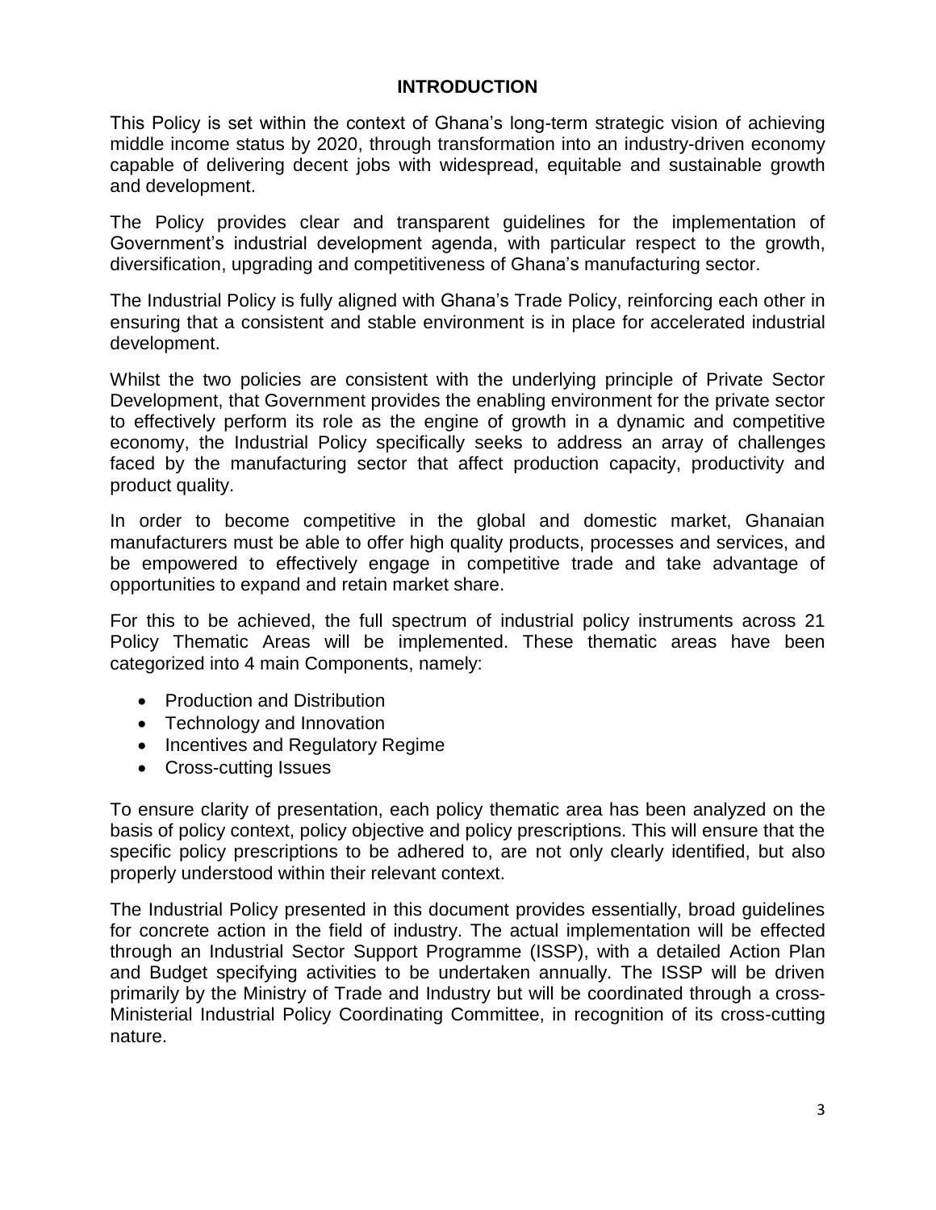## INTRODUCTION

This Policy is set within the context of Ghana's long-term strategic vision of achieving middle income status by 2020, through transformation into an industry-driven economy capable of delivering decent jobs with widespread, equitable and sustainable growth and development.

The Policy provides clear and transparent guidelines for the implementation of Government's industrial development agenda, with particular respect to the growth, diversification, upgrading and competitiveness of Ghana's manufacturing sector.

The Industrial Policy is fully aligned with Ghana's Trade Policy, reinforcing each other in ensuring that a consistent and stable environment is in place for accelerated industrial development.

Whilst the two policies are consistent with the underlying principle of Private Sector Development, that Government provides the enabling environment for the private sector to effectively perform its role as the engine of growth in a dynamic and competitive economy, the Industrial Policy specifically seeks to address an array of challenges faced by the manufacturing sector that affect production capacity, productivity and product quality.

In order to become competitive in the global and domestic market, Ghanaian manufacturers must be able to offer high quality products, processes and services, and be empowered to effectively engage in competitive trade and take advantage of opportunities to expand and retain market share.

For this to be achieved, the full spectrum of industrial policy instruments across 21 Policy Thematic Areas will be implemented. These thematic areas have been categorized into 4 main Components, namely:

- Production and Distribution
- Technology and Innovation
- Incentives and Regulatory Regime
- Cross-cutting Issues

To ensure clarity of presentation, each policy thematic area has been analyzed on the basis of policy context, policy objective and policy prescriptions. This will ensure that the specific policy prescriptions to be adhered to, are not only clearly identified, but also properly understood within their relevant context.

The Industrial Policy presented in this document provides essentially, broad guidelines for concrete action in the field of industry. The actual implementation will be effected through an Industrial Sector Support Programme (ISSP), with a detailed Action Plan and Budget specifying activities to be undertaken annually. The ISSP will be driven primarily by the Ministry of Trade and Industry but will be coordinated through a cross-Ministerial Industrial Policy Coordinating Committee, in recognition of its cross-cutting nature.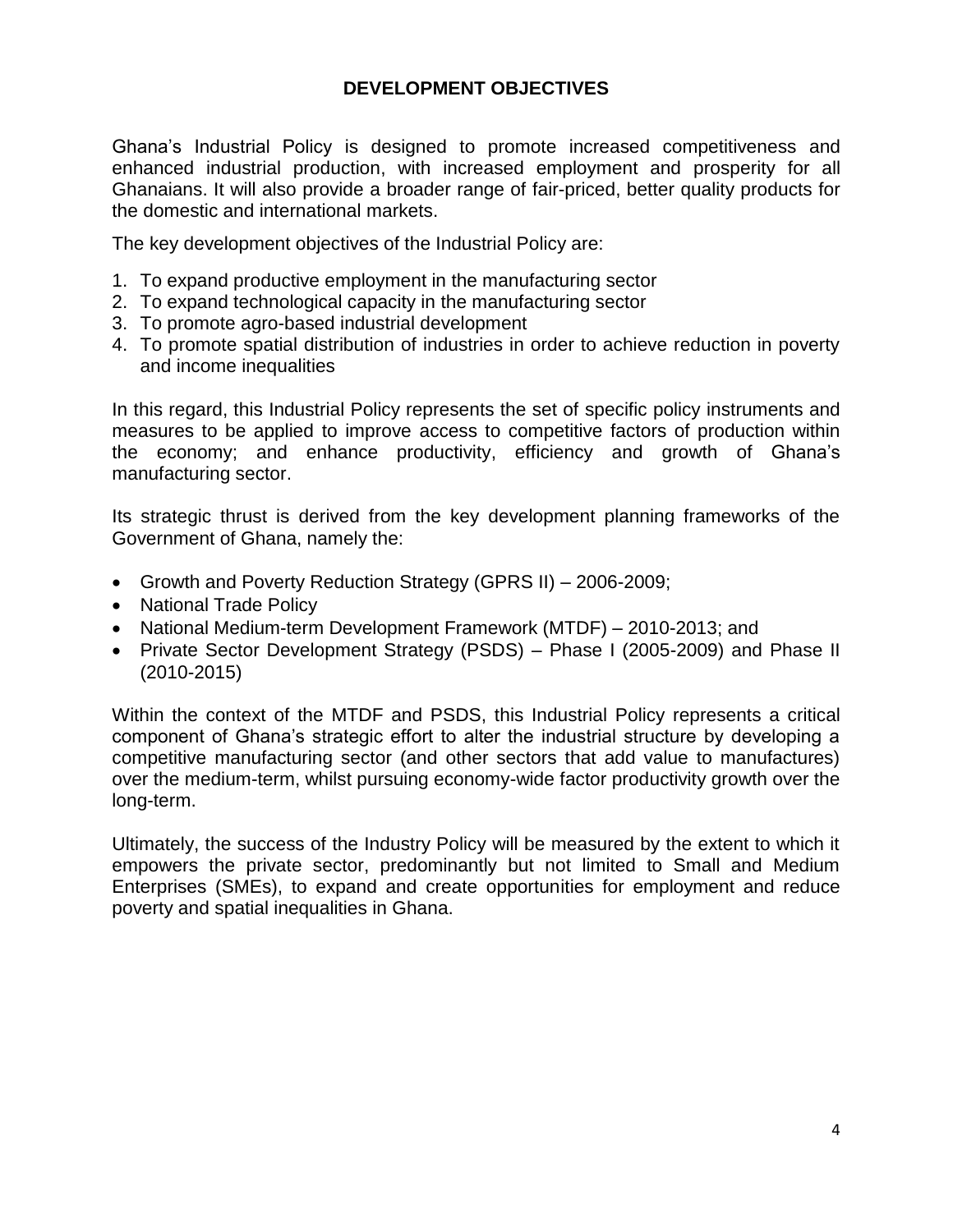## DEVELOPMENT OBJECTIVES

Ghana's Industrial Policy is designed to promote increased competitiveness and enhanced industrial production, with increased employment and prosperity for all Ghanaians. It will also provide a broader range of fair-priced, better quality products for the domestic and international markets.

The key development objectives of the Industrial Policy are:

1. To expand productive employment in the manufacturing sector
2. To expand technological capacity in the manufacturing sector
3. To promote agro-based industrial development
4. To promote spatial distribution of industries in order to achieve reduction in poverty and income inequalities

In this regard, this Industrial Policy represents the set of specific policy instruments and measures to be applied to improve access to competitive factors of production within the economy; and enhance productivity, efficiency and growth of Ghana's manufacturing sector.

Its strategic thrust is derived from the key development planning frameworks of the Government of Ghana, namely the:

- Growth and Poverty Reduction Strategy (GPRS II) – 2006-2009;
- National Trade Policy
- National Medium-term Development Framework (MTDF) – 2010-2013; and
- Private Sector Development Strategy (PSDS) – Phase I (2005-2009) and Phase II (2010-2015)

Within the context of the MTDF and PSDS, this Industrial Policy represents a critical component of Ghana's strategic effort to alter the industrial structure by developing a competitive manufacturing sector (and other sectors that add value to manufactures) over the medium-term, whilst pursuing economy-wide factor productivity growth over the long-term.

Ultimately, the success of the Industry Policy will be measured by the extent to which it empowers the private sector, predominantly but not limited to Small and Medium Enterprises (SMEs), to expand and create opportunities for employment and reduce poverty and spatial inequalities in Ghana.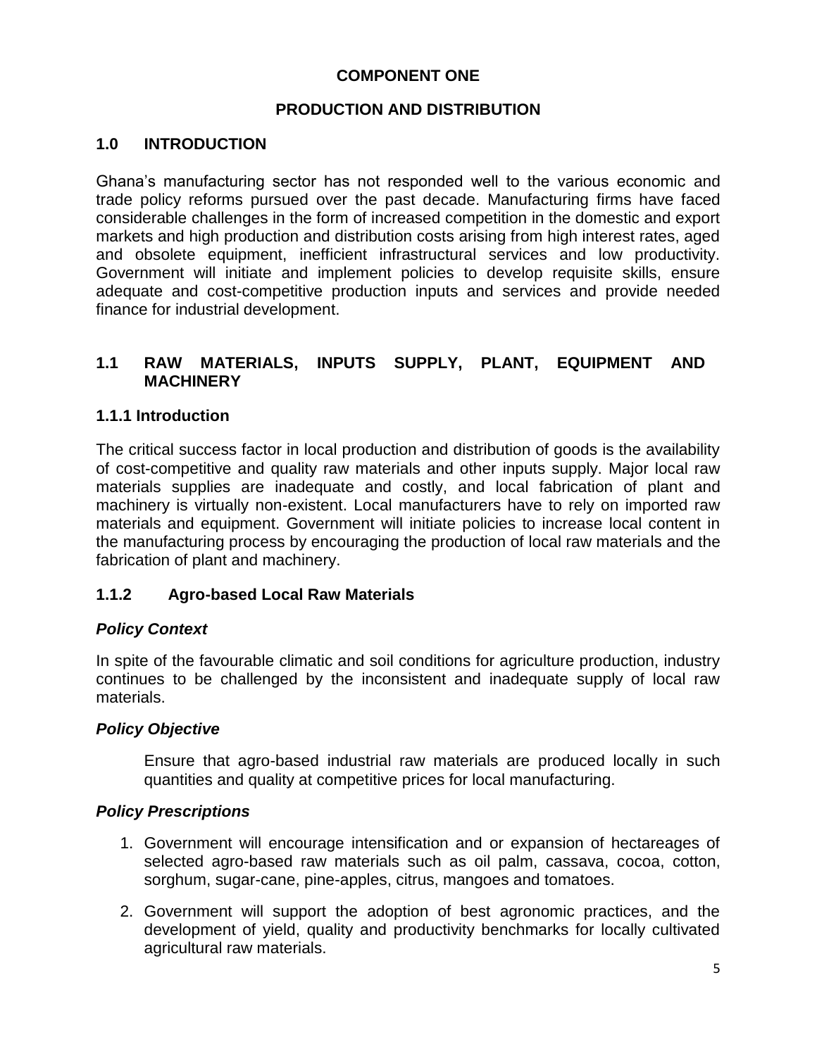# COMPONENT ONE

# PRODUCTION AND DISTRIBUTION

## 1.0 INTRODUCTION

Ghana's manufacturing sector has not responded well to the various economic and trade policy reforms pursued over the past decade. Manufacturing firms have faced considerable challenges in the form of increased competition in the domestic and export markets and high production and distribution costs arising from high interest rates, aged and obsolete equipment, inefficient infrastructural services and low productivity. Government will initiate and implement policies to develop requisite skills, ensure adequate and cost-competitive production inputs and services and provide needed finance for industrial development.

## 1.1 RAW MATERIALS, INPUTS SUPPLY, PLANT, EQUIPMENT AND MACHINERY

### 1.1.1 Introduction

The critical success factor in local production and distribution of goods is the availability of cost-competitive and quality raw materials and other inputs supply. Major local raw materials supplies are inadequate and costly, and local fabrication of plant and machinery is virtually non-existent. Local manufacturers have to rely on imported raw materials and equipment. Government will initiate policies to increase local content in the manufacturing process by encouraging the production of local raw materials and the fabrication of plant and machinery.

### 1.1.2 Agro-based Local Raw Materials

***Policy Context***

In spite of the favourable climatic and soil conditions for agriculture production, industry continues to be challenged by the inconsistent and inadequate supply of local raw materials.

***Policy Objective***

Ensure that agro-based industrial raw materials are produced locally in such quantities and quality at competitive prices for local manufacturing.

***Policy Prescriptions***

1. Government will encourage intensification and or expansion of hectareages of selected agro-based raw materials such as oil palm, cassava, cocoa, cotton, sorghum, sugar-cane, pine-apples, citrus, mangoes and tomatoes.
2. Government will support the adoption of best agronomic practices, and the development of yield, quality and productivity benchmarks for locally cultivated agricultural raw materials.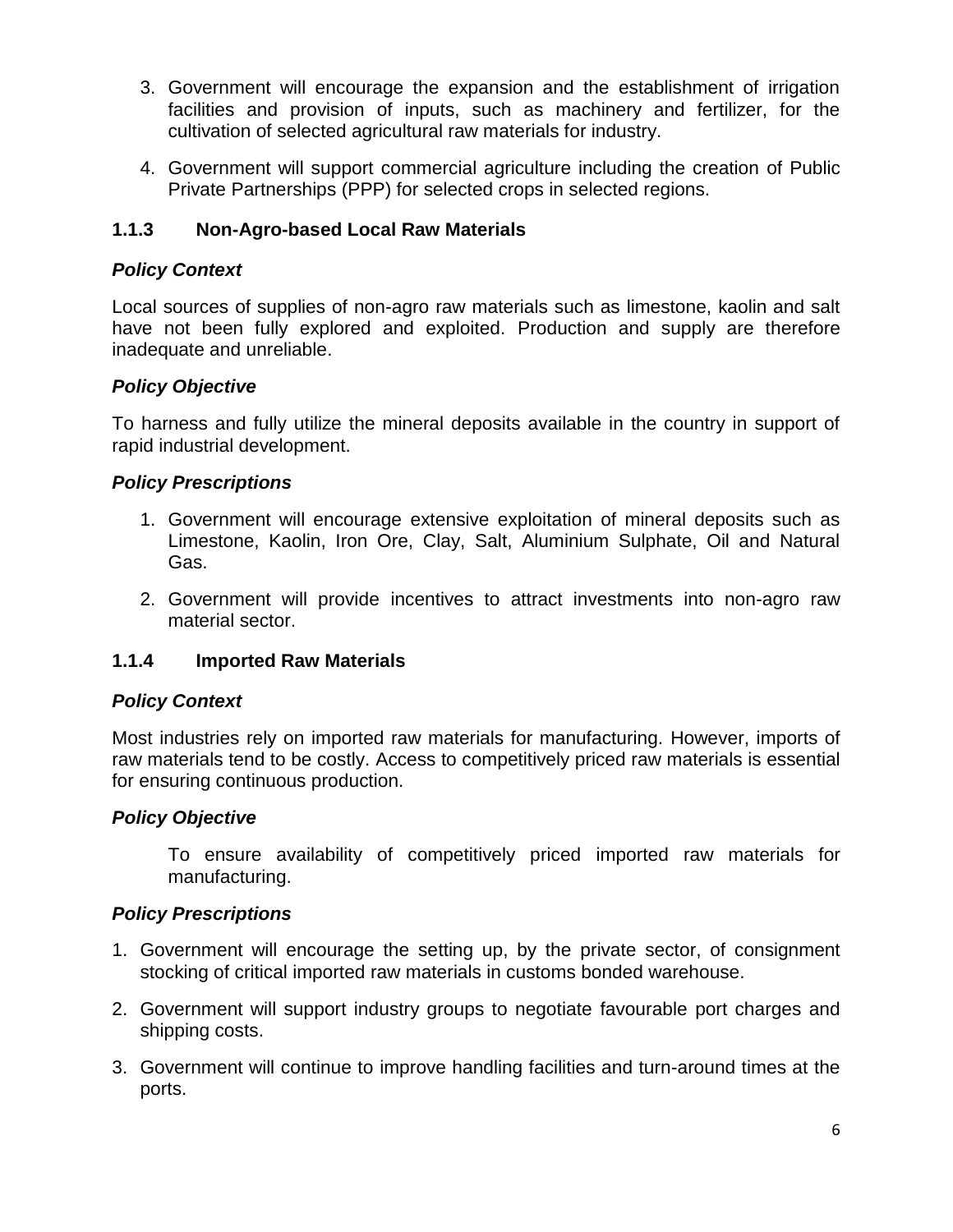3. Government will encourage the expansion and the establishment of irrigation facilities and provision of inputs, such as machinery and fertilizer, for the cultivation of selected agricultural raw materials for industry.

4. Government will support commercial agriculture including the creation of Public Private Partnerships (PPP) for selected crops in selected regions.

### 1.1.3 Non-Agro-based Local Raw Materials

***Policy Context***

Local sources of supplies of non-agro raw materials such as limestone, kaolin and salt have not been fully explored and exploited. Production and supply are therefore inadequate and unreliable.

***Policy Objective***

To harness and fully utilize the mineral deposits available in the country in support of rapid industrial development.

***Policy Prescriptions***

1. Government will encourage extensive exploitation of mineral deposits such as Limestone, Kaolin, Iron Ore, Clay, Salt, Aluminium Sulphate, Oil and Natural Gas.

2. Government will provide incentives to attract investments into non-agro raw material sector.

### 1.1.4 Imported Raw Materials

***Policy Context***

Most industries rely on imported raw materials for manufacturing. However, imports of raw materials tend to be costly. Access to competitively priced raw materials is essential for ensuring continuous production.

***Policy Objective***

To ensure availability of competitively priced imported raw materials for manufacturing.

***Policy Prescriptions***

1. Government will encourage the setting up, by the private sector, of consignment stocking of critical imported raw materials in customs bonded warehouse.

2. Government will support industry groups to negotiate favourable port charges and shipping costs.

3. Government will continue to improve handling facilities and turn-around times at the ports.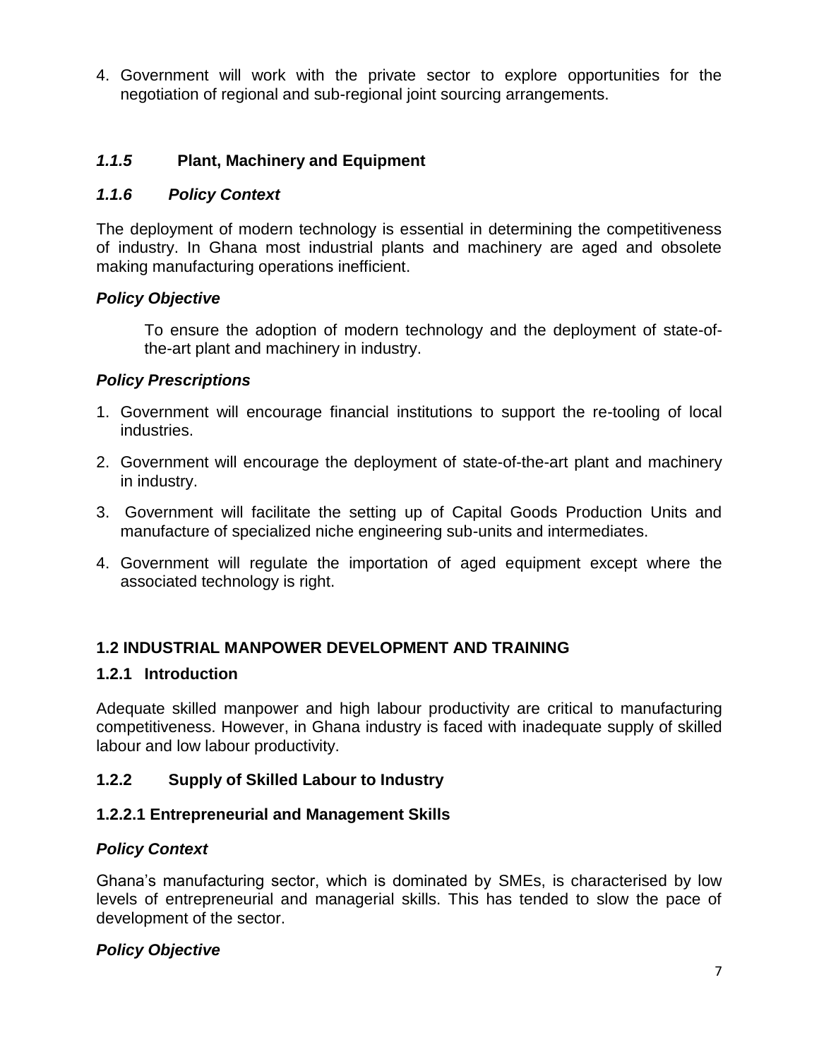4. Government will work with the private sector to explore opportunities for the negotiation of regional and sub-regional joint sourcing arrangements.

### *1.1.5* Plant, Machinery and Equipment

### *1.1.6 Policy Context*

The deployment of modern technology is essential in determining the competitiveness of industry. In Ghana most industrial plants and machinery are aged and obsolete making manufacturing operations inefficient.

#### *Policy Objective*

To ensure the adoption of modern technology and the deployment of state-of-the-art plant and machinery in industry.

#### *Policy Prescriptions*

1. Government will encourage financial institutions to support the re-tooling of local industries.
2. Government will encourage the deployment of state-of-the-art plant and machinery in industry.
3. Government will facilitate the setting up of Capital Goods Production Units and manufacture of specialized niche engineering sub-units and intermediates.
4. Government will regulate the importation of aged equipment except where the associated technology is right.

## 1.2 INDUSTRIAL MANPOWER DEVELOPMENT AND TRAINING

### 1.2.1 Introduction

Adequate skilled manpower and high labour productivity are critical to manufacturing competitiveness. However, in Ghana industry is faced with inadequate supply of skilled labour and low labour productivity.

### 1.2.2 Supply of Skilled Labour to Industry

#### 1.2.2.1 Entrepreneurial and Management Skills

#### *Policy Context*

Ghana's manufacturing sector, which is dominated by SMEs, is characterised by low levels of entrepreneurial and managerial skills. This has tended to slow the pace of development of the sector.

#### *Policy Objective*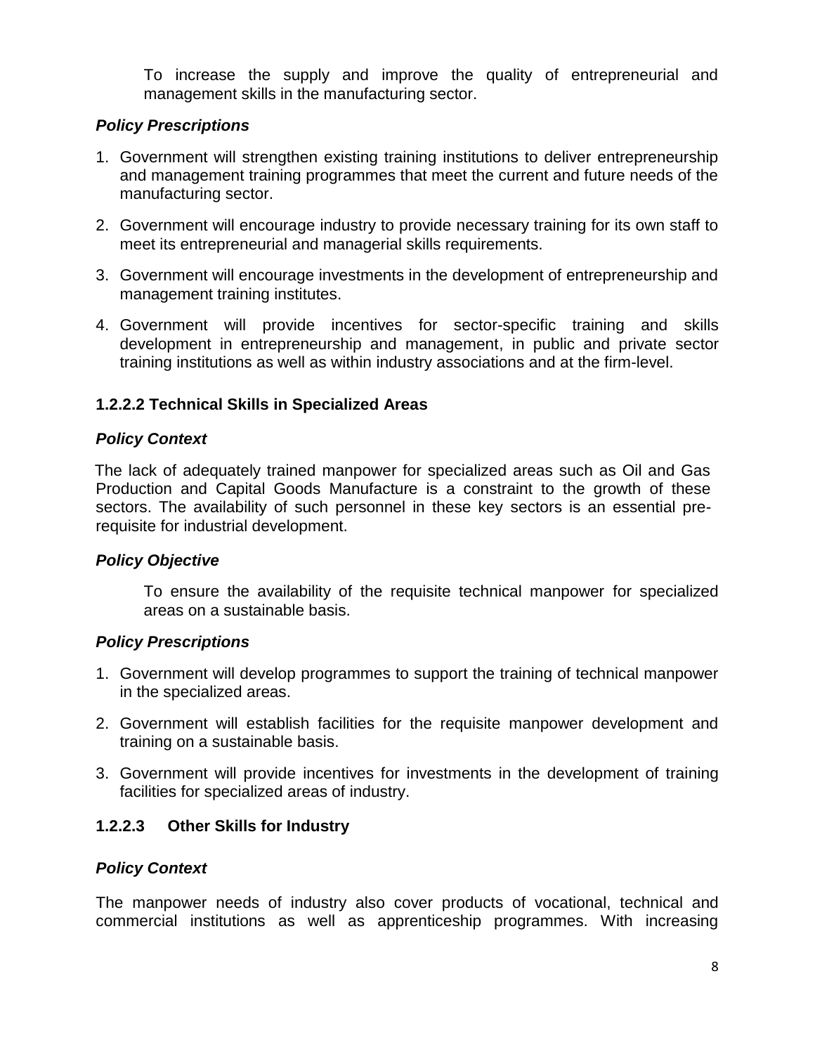To increase the supply and improve the quality of entrepreneurial and management skills in the manufacturing sector.

***Policy Prescriptions***

1. Government will strengthen existing training institutions to deliver entrepreneurship and management training programmes that meet the current and future needs of the manufacturing sector.
2. Government will encourage industry to provide necessary training for its own staff to meet its entrepreneurial and managerial skills requirements.
3. Government will encourage investments in the development of entrepreneurship and management training institutes.
4. Government will provide incentives for sector-specific training and skills development in entrepreneurship and management, in public and private sector training institutions as well as within industry associations and at the firm-level.

#### 1.2.2.2 Technical Skills in Specialized Areas

***Policy Context***

The lack of adequately trained manpower for specialized areas such as Oil and Gas Production and Capital Goods Manufacture is a constraint to the growth of these sectors. The availability of such personnel in these key sectors is an essential pre-requisite for industrial development.

***Policy Objective***

To ensure the availability of the requisite technical manpower for specialized areas on a sustainable basis.

***Policy Prescriptions***

1. Government will develop programmes to support the training of technical manpower in the specialized areas.
2. Government will establish facilities for the requisite manpower development and training on a sustainable basis.
3. Government will provide incentives for investments in the development of training facilities for specialized areas of industry.

#### 1.2.2.3 Other Skills for Industry

***Policy Context***

The manpower needs of industry also cover products of vocational, technical and commercial institutions as well as apprenticeship programmes. With increasing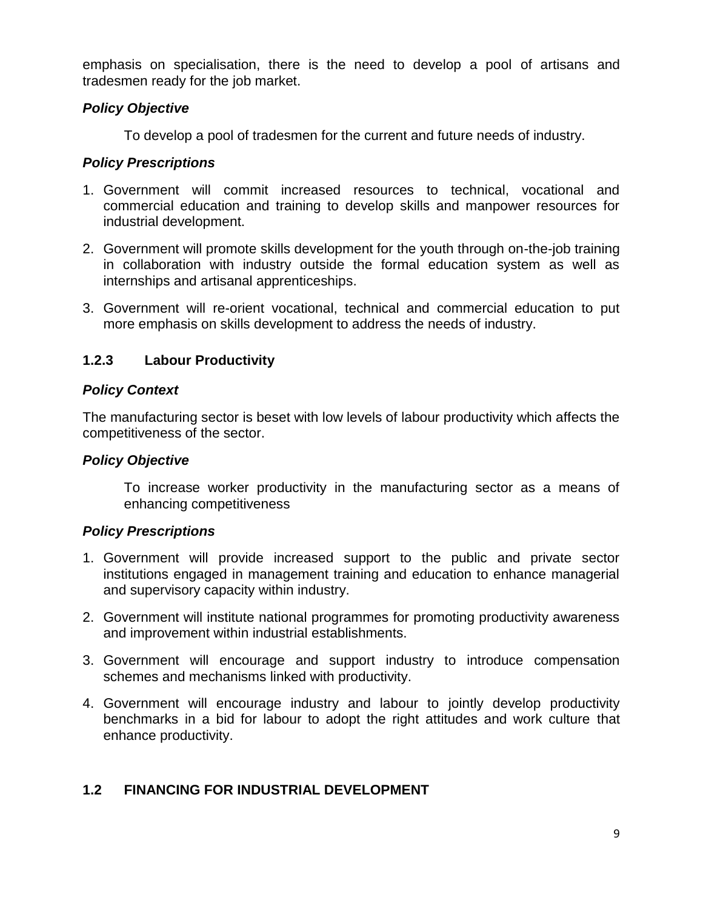emphasis on specialisation, there is the need to develop a pool of artisans and tradesmen ready for the job market.

***Policy Objective***

To develop a pool of tradesmen for the current and future needs of industry.

***Policy Prescriptions***

1. Government will commit increased resources to technical, vocational and commercial education and training to develop skills and manpower resources for industrial development.
2. Government will promote skills development for the youth through on-the-job training in collaboration with industry outside the formal education system as well as internships and artisanal apprenticeships.
3. Government will re-orient vocational, technical and commercial education to put more emphasis on skills development to address the needs of industry.

### 1.2.3 Labour Productivity

***Policy Context***

The manufacturing sector is beset with low levels of labour productivity which affects the competitiveness of the sector.

***Policy Objective***

To increase worker productivity in the manufacturing sector as a means of enhancing competitiveness

***Policy Prescriptions***

1. Government will provide increased support to the public and private sector institutions engaged in management training and education to enhance managerial and supervisory capacity within industry.
2. Government will institute national programmes for promoting productivity awareness and improvement within industrial establishments.
3. Government will encourage and support industry to introduce compensation schemes and mechanisms linked with productivity.
4. Government will encourage industry and labour to jointly develop productivity benchmarks in a bid for labour to adopt the right attitudes and work culture that enhance productivity.

## 1.2 FINANCING FOR INDUSTRIAL DEVELOPMENT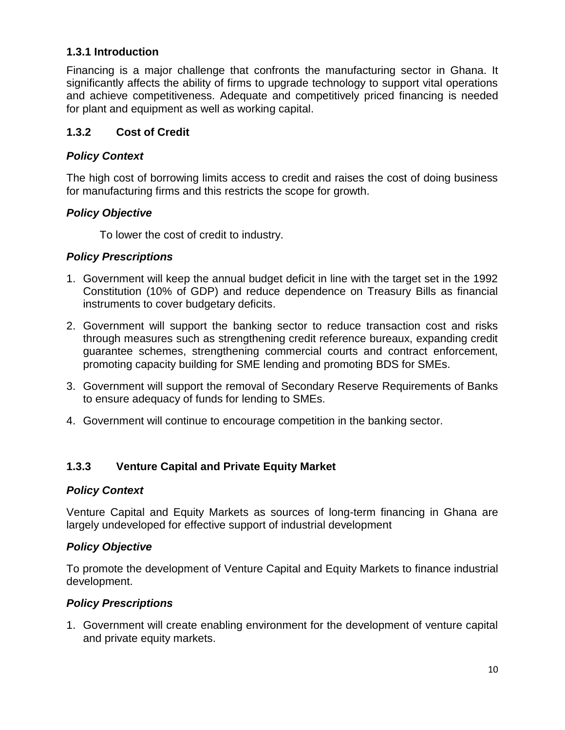### 1.3.1 Introduction

Financing is a major challenge that confronts the manufacturing sector in Ghana. It significantly affects the ability of firms to upgrade technology to support vital operations and achieve competitiveness. Adequate and competitively priced financing is needed for plant and equipment as well as working capital.

### 1.3.2 Cost of Credit

#### *Policy Context*

The high cost of borrowing limits access to credit and raises the cost of doing business for manufacturing firms and this restricts the scope for growth.

#### *Policy Objective*

To lower the cost of credit to industry.

#### *Policy Prescriptions*

1. Government will keep the annual budget deficit in line with the target set in the 1992 Constitution (10% of GDP) and reduce dependence on Treasury Bills as financial instruments to cover budgetary deficits.
2. Government will support the banking sector to reduce transaction cost and risks through measures such as strengthening credit reference bureaux, expanding credit guarantee schemes, strengthening commercial courts and contract enforcement, promoting capacity building for SME lending and promoting BDS for SMEs.
3. Government will support the removal of Secondary Reserve Requirements of Banks to ensure adequacy of funds for lending to SMEs.
4. Government will continue to encourage competition in the banking sector.

### 1.3.3 Venture Capital and Private Equity Market

#### *Policy Context*

Venture Capital and Equity Markets as sources of long-term financing in Ghana are largely undeveloped for effective support of industrial development

#### *Policy Objective*

To promote the development of Venture Capital and Equity Markets to finance industrial development.

#### *Policy Prescriptions*

1. Government will create enabling environment for the development of venture capital and private equity markets.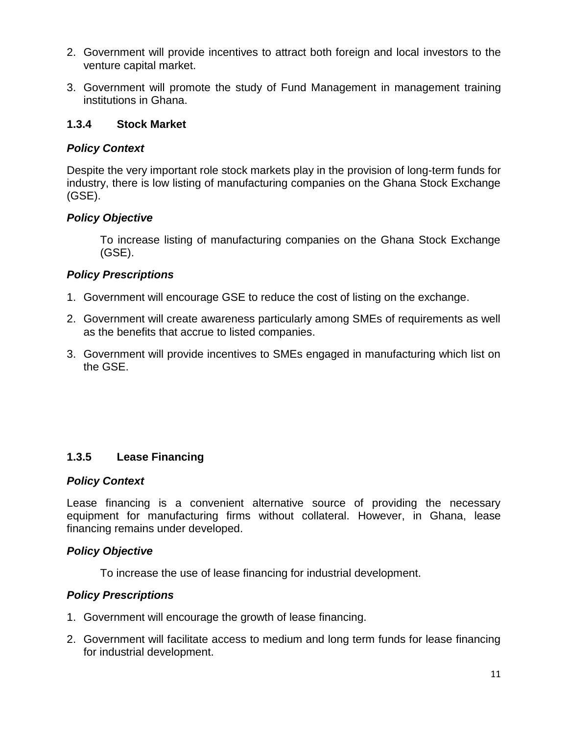2. Government will provide incentives to attract both foreign and local investors to the venture capital market.

3. Government will promote the study of Fund Management in management training institutions in Ghana.

### 1.3.4 Stock Market

***Policy Context***

Despite the very important role stock markets play in the provision of long-term funds for industry, there is low listing of manufacturing companies on the Ghana Stock Exchange (GSE).

***Policy Objective***

> To increase listing of manufacturing companies on the Ghana Stock Exchange (GSE).

***Policy Prescriptions***

1. Government will encourage GSE to reduce the cost of listing on the exchange.

2. Government will create awareness particularly among SMEs of requirements as well as the benefits that accrue to listed companies.

3. Government will provide incentives to SMEs engaged in manufacturing which list on the GSE.

### 1.3.5 Lease Financing

***Policy Context***

Lease financing is a convenient alternative source of providing the necessary equipment for manufacturing firms without collateral. However, in Ghana, lease financing remains under developed.

***Policy Objective***

> To increase the use of lease financing for industrial development.

***Policy Prescriptions***

1. Government will encourage the growth of lease financing.

2. Government will facilitate access to medium and long term funds for lease financing for industrial development.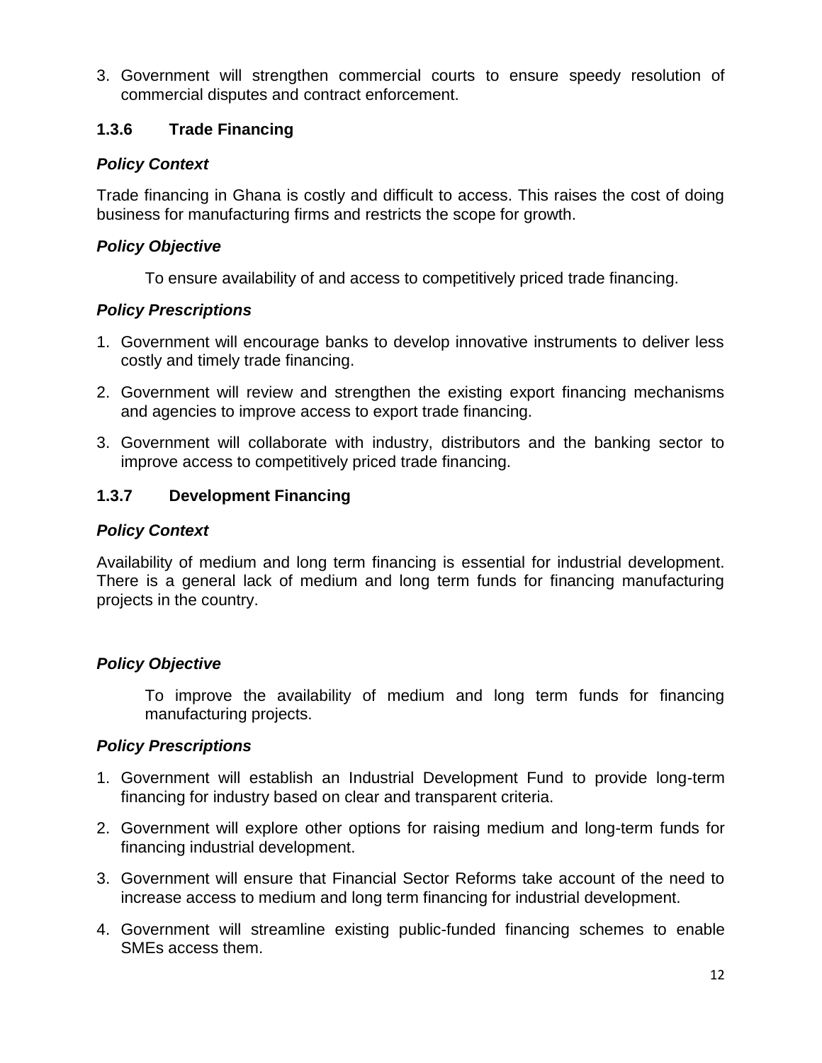3. Government will strengthen commercial courts to ensure speedy resolution of commercial disputes and contract enforcement.

### 1.3.6 Trade Financing

***Policy Context***

Trade financing in Ghana is costly and difficult to access. This raises the cost of doing business for manufacturing firms and restricts the scope for growth.

***Policy Objective***

To ensure availability of and access to competitively priced trade financing.

***Policy Prescriptions***

1. Government will encourage banks to develop innovative instruments to deliver less costly and timely trade financing.
2. Government will review and strengthen the existing export financing mechanisms and agencies to improve access to export trade financing.
3. Government will collaborate with industry, distributors and the banking sector to improve access to competitively priced trade financing.

### 1.3.7 Development Financing

***Policy Context***

Availability of medium and long term financing is essential for industrial development. There is a general lack of medium and long term funds for financing manufacturing projects in the country.

***Policy Objective***

To improve the availability of medium and long term funds for financing manufacturing projects.

***Policy Prescriptions***

1. Government will establish an Industrial Development Fund to provide long-term financing for industry based on clear and transparent criteria.
2. Government will explore other options for raising medium and long-term funds for financing industrial development.
3. Government will ensure that Financial Sector Reforms take account of the need to increase access to medium and long term financing for industrial development.
4. Government will streamline existing public-funded financing schemes to enable SMEs access them.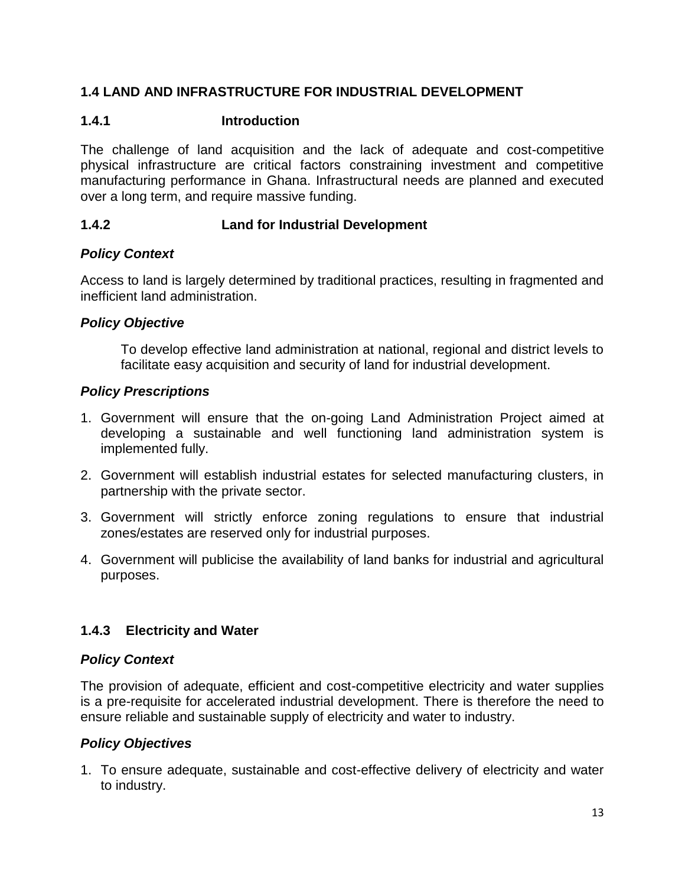## 1.4 LAND AND INFRASTRUCTURE FOR INDUSTRIAL DEVELOPMENT

### 1.4.1 Introduction

The challenge of land acquisition and the lack of adequate and cost-competitive physical infrastructure are critical factors constraining investment and competitive manufacturing performance in Ghana. Infrastructural needs are planned and executed over a long term, and require massive funding.

### 1.4.2 Land for Industrial Development

***Policy Context***

Access to land is largely determined by traditional practices, resulting in fragmented and inefficient land administration.

***Policy Objective***

To develop effective land administration at national, regional and district levels to facilitate easy acquisition and security of land for industrial development.

***Policy Prescriptions***

1. Government will ensure that the on-going Land Administration Project aimed at developing a sustainable and well functioning land administration system is implemented fully.
2. Government will establish industrial estates for selected manufacturing clusters, in partnership with the private sector.
3. Government will strictly enforce zoning regulations to ensure that industrial zones/estates are reserved only for industrial purposes.
4. Government will publicise the availability of land banks for industrial and agricultural purposes.

### 1.4.3 Electricity and Water

***Policy Context***

The provision of adequate, efficient and cost-competitive electricity and water supplies is a pre-requisite for accelerated industrial development. There is therefore the need to ensure reliable and sustainable supply of electricity and water to industry.

***Policy Objectives***

1. To ensure adequate, sustainable and cost-effective delivery of electricity and water to industry.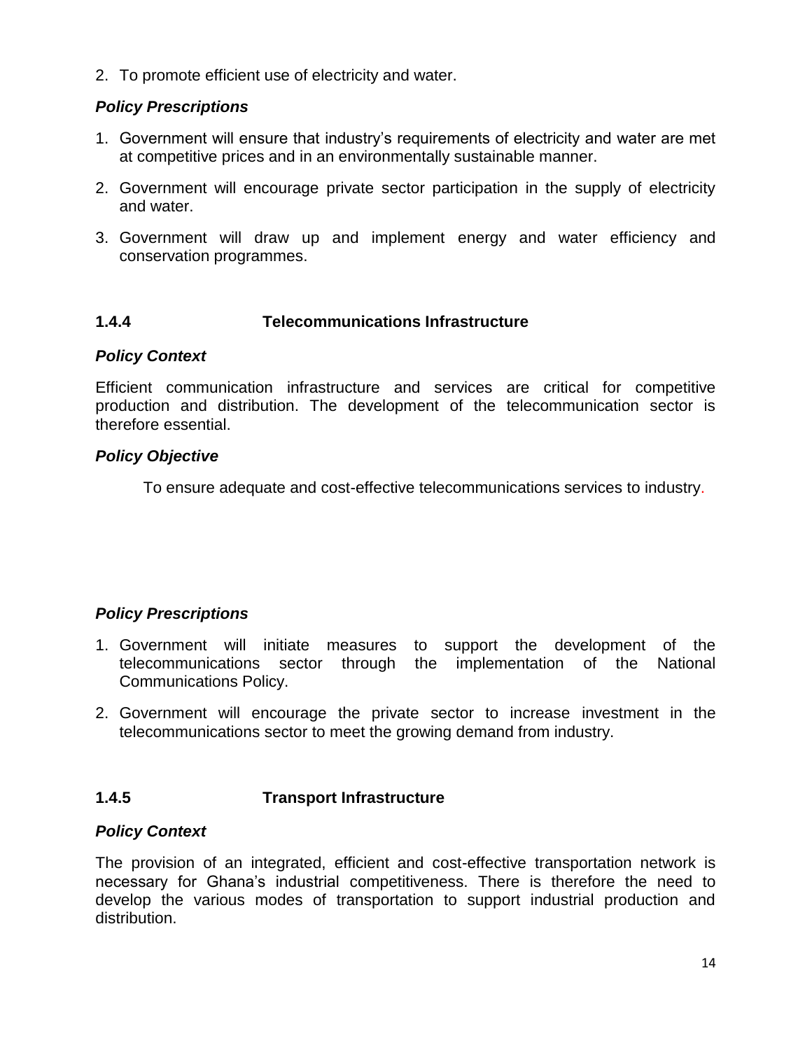2. To promote efficient use of electricity and water.

***Policy Prescriptions***

1. Government will ensure that industry's requirements of electricity and water are met at competitive prices and in an environmentally sustainable manner.

2. Government will encourage private sector participation in the supply of electricity and water.

3. Government will draw up and implement energy and water efficiency and conservation programmes.

### 1.4.4 Telecommunications Infrastructure

***Policy Context***

Efficient communication infrastructure and services are critical for competitive production and distribution. The development of the telecommunication sector is therefore essential.

***Policy Objective***

To ensure adequate and cost-effective telecommunications services to industry.

***Policy Prescriptions***

1. Government will initiate measures to support the development of the telecommunications sector through the implementation of the National Communications Policy.

2. Government will encourage the private sector to increase investment in the telecommunications sector to meet the growing demand from industry.

### 1.4.5 Transport Infrastructure

***Policy Context***

The provision of an integrated, efficient and cost-effective transportation network is necessary for Ghana's industrial competitiveness. There is therefore the need to develop the various modes of transportation to support industrial production and distribution.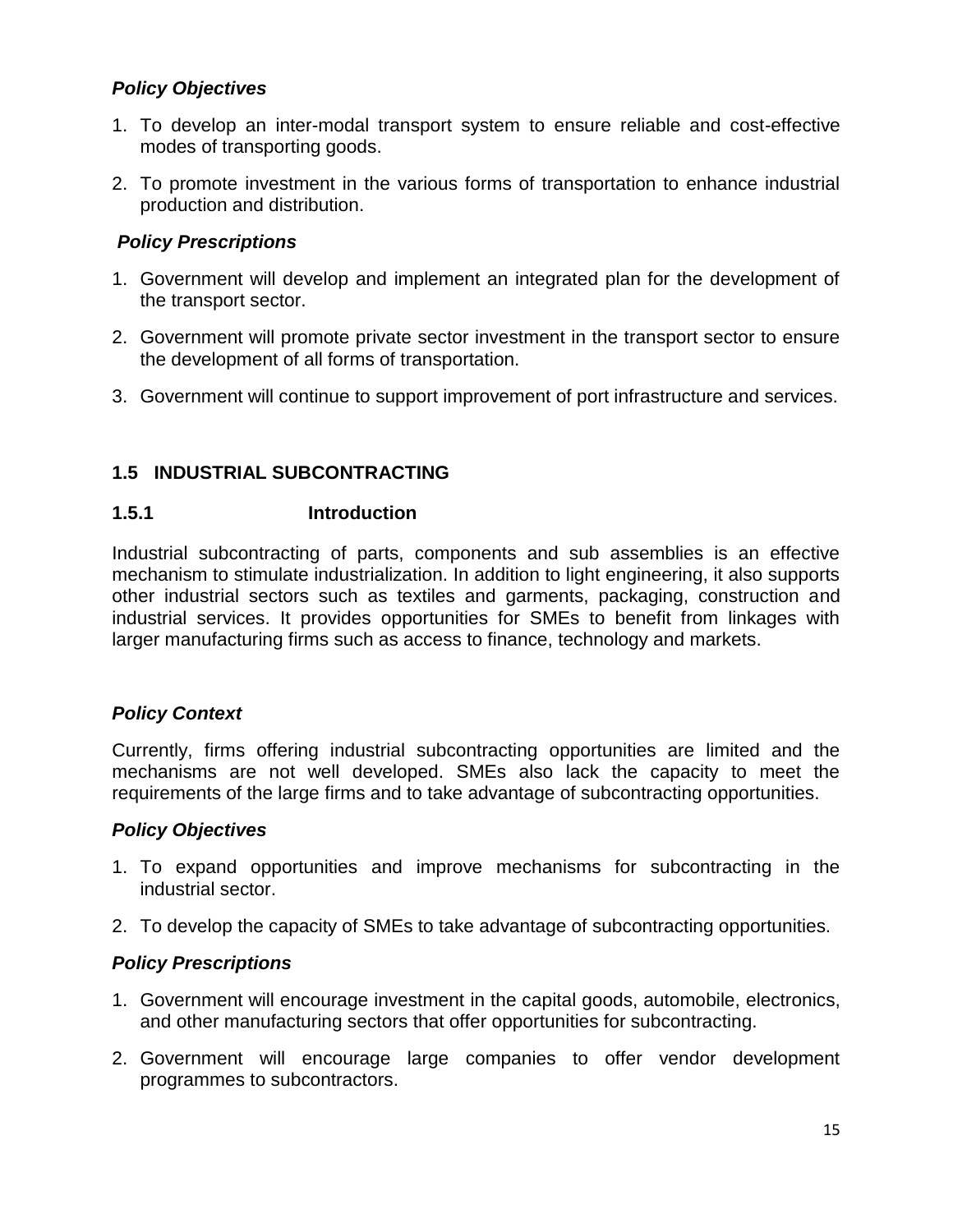***Policy Objectives***

1. To develop an inter-modal transport system to ensure reliable and cost-effective modes of transporting goods.
2. To promote investment in the various forms of transportation to enhance industrial production and distribution.

***Policy Prescriptions***

1. Government will develop and implement an integrated plan for the development of the transport sector.
2. Government will promote private sector investment in the transport sector to ensure the development of all forms of transportation.
3. Government will continue to support improvement of port infrastructure and services.

## 1.5 INDUSTRIAL SUBCONTRACTING

### 1.5.1 Introduction

Industrial subcontracting of parts, components and sub assemblies is an effective mechanism to stimulate industrialization. In addition to light engineering, it also supports other industrial sectors such as textiles and garments, packaging, construction and industrial services. It provides opportunities for SMEs to benefit from linkages with larger manufacturing firms such as access to finance, technology and markets.

***Policy Context***

Currently, firms offering industrial subcontracting opportunities are limited and the mechanisms are not well developed. SMEs also lack the capacity to meet the requirements of the large firms and to take advantage of subcontracting opportunities.

***Policy Objectives***

1. To expand opportunities and improve mechanisms for subcontracting in the industrial sector.
2. To develop the capacity of SMEs to take advantage of subcontracting opportunities.

***Policy Prescriptions***

1. Government will encourage investment in the capital goods, automobile, electronics, and other manufacturing sectors that offer opportunities for subcontracting.
2. Government will encourage large companies to offer vendor development programmes to subcontractors.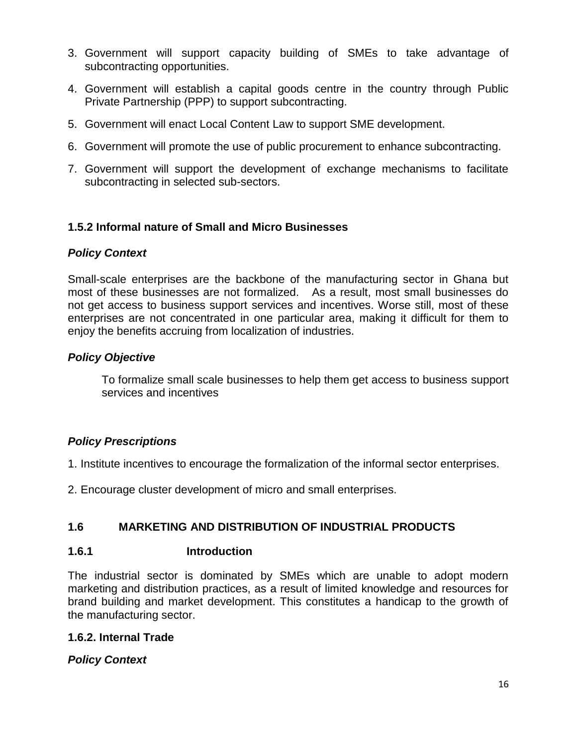3. Government will support capacity building of SMEs to take advantage of subcontracting opportunities.

4. Government will establish a capital goods centre in the country through Public Private Partnership (PPP) to support subcontracting.

5. Government will enact Local Content Law to support SME development.

6. Government will promote the use of public procurement to enhance subcontracting.

7. Government will support the development of exchange mechanisms to facilitate subcontracting in selected sub-sectors.

### 1.5.2 Informal nature of Small and Micro Businesses

***Policy Context***

Small-scale enterprises are the backbone of the manufacturing sector in Ghana but most of these businesses are not formalized. As a result, most small businesses do not get access to business support services and incentives. Worse still, most of these enterprises are not concentrated in one particular area, making it difficult for them to enjoy the benefits accruing from localization of industries.

***Policy Objective***

> To formalize small scale businesses to help them get access to business support services and incentives

***Policy Prescriptions***

1. Institute incentives to encourage the formalization of the informal sector enterprises.

2. Encourage cluster development of micro and small enterprises.

## 1.6 MARKETING AND DISTRIBUTION OF INDUSTRIAL PRODUCTS

### 1.6.1 Introduction

The industrial sector is dominated by SMEs which are unable to adopt modern marketing and distribution practices, as a result of limited knowledge and resources for brand building and market development. This constitutes a handicap to the growth of the manufacturing sector.

### 1.6.2. Internal Trade

***Policy Context***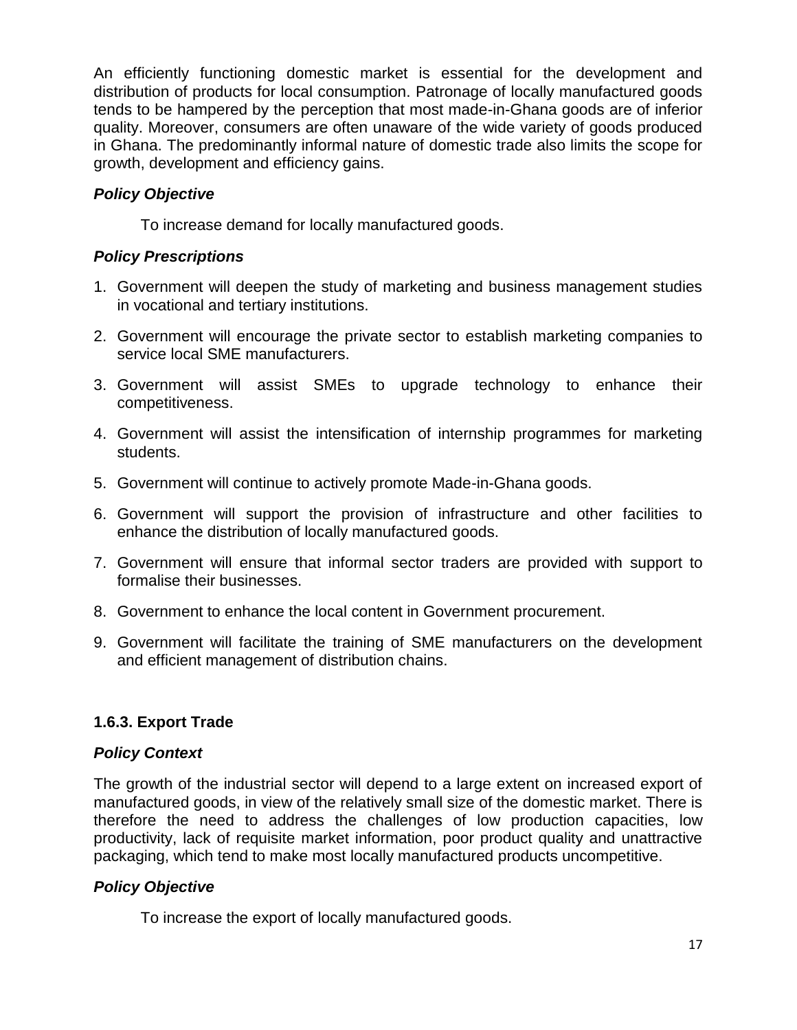An efficiently functioning domestic market is essential for the development and distribution of products for local consumption. Patronage of locally manufactured goods tends to be hampered by the perception that most made-in-Ghana goods are of inferior quality. Moreover, consumers are often unaware of the wide variety of goods produced in Ghana. The predominantly informal nature of domestic trade also limits the scope for growth, development and efficiency gains.

***Policy Objective***

To increase demand for locally manufactured goods.

***Policy Prescriptions***

1. Government will deepen the study of marketing and business management studies in vocational and tertiary institutions.
2. Government will encourage the private sector to establish marketing companies to service local SME manufacturers.
3. Government will assist SMEs to upgrade technology to enhance their competitiveness.
4. Government will assist the intensification of internship programmes for marketing students.
5. Government will continue to actively promote Made-in-Ghana goods.
6. Government will support the provision of infrastructure and other facilities to enhance the distribution of locally manufactured goods.
7. Government will ensure that informal sector traders are provided with support to formalise their businesses.
8. Government to enhance the local content in Government procurement.
9. Government will facilitate the training of SME manufacturers on the development and efficient management of distribution chains.

### 1.6.3. Export Trade

***Policy Context***

The growth of the industrial sector will depend to a large extent on increased export of manufactured goods, in view of the relatively small size of the domestic market. There is therefore the need to address the challenges of low production capacities, low productivity, lack of requisite market information, poor product quality and unattractive packaging, which tend to make most locally manufactured products uncompetitive.

***Policy Objective***

To increase the export of locally manufactured goods.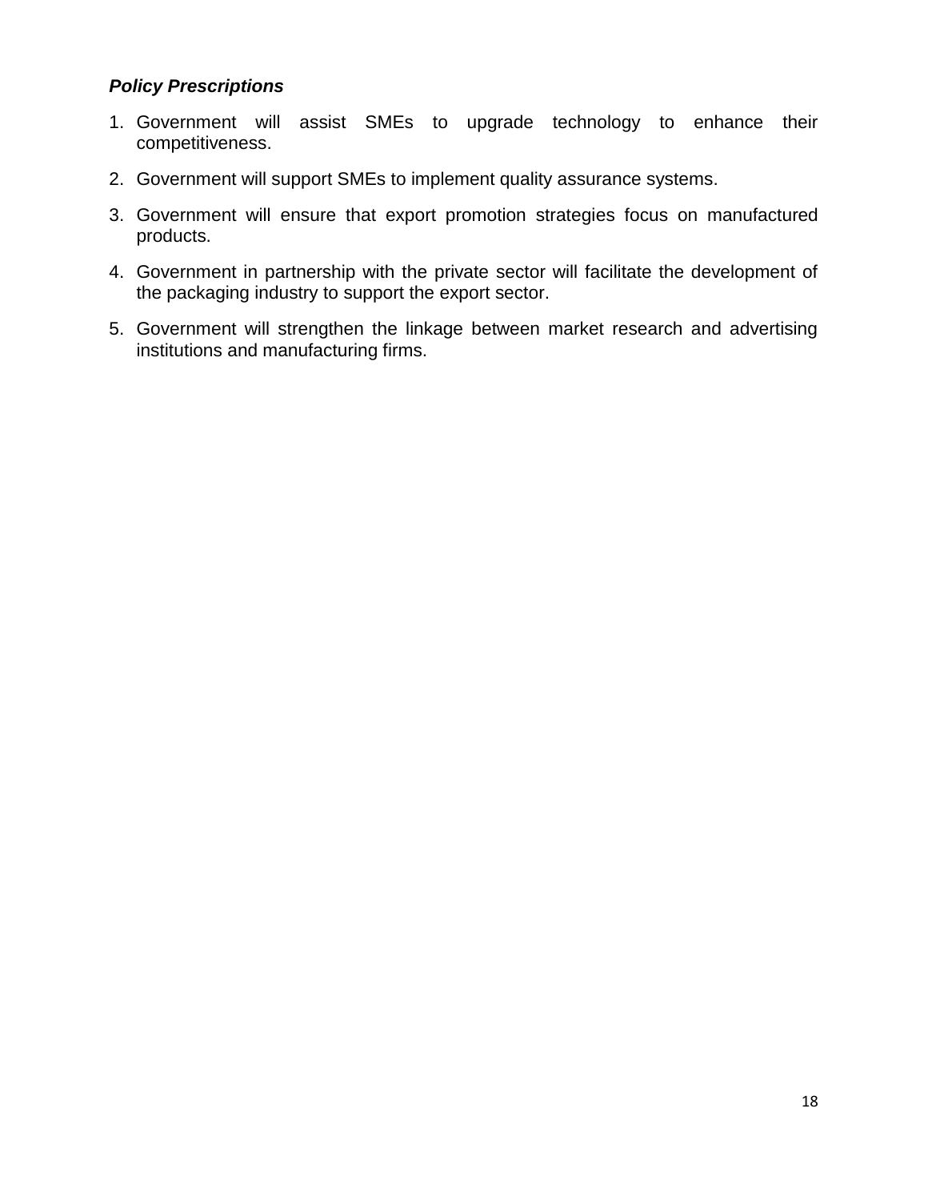***Policy Prescriptions***

1. Government will assist SMEs to upgrade technology to enhance their competitiveness.
2. Government will support SMEs to implement quality assurance systems.
3. Government will ensure that export promotion strategies focus on manufactured products.
4. Government in partnership with the private sector will facilitate the development of the packaging industry to support the export sector.
5. Government will strengthen the linkage between market research and advertising institutions and manufacturing firms.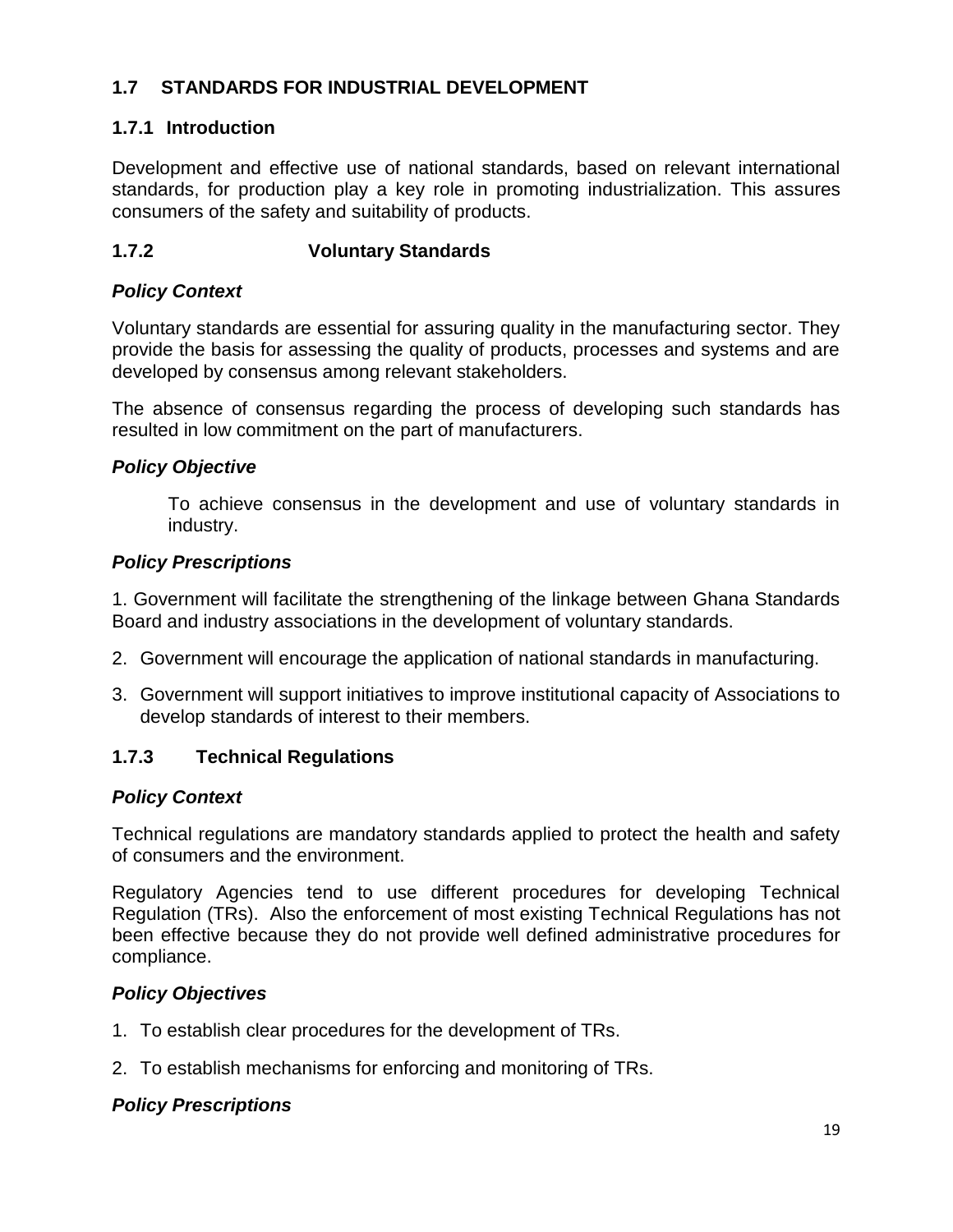## 1.7 STANDARDS FOR INDUSTRIAL DEVELOPMENT

### 1.7.1 Introduction

Development and effective use of national standards, based on relevant international standards, for production play a key role in promoting industrialization. This assures consumers of the safety and suitability of products.

### 1.7.2 Voluntary Standards

***Policy Context***

Voluntary standards are essential for assuring quality in the manufacturing sector. They provide the basis for assessing the quality of products, processes and systems and are developed by consensus among relevant stakeholders.

The absence of consensus regarding the process of developing such standards has resulted in low commitment on the part of manufacturers.

***Policy Objective***

To achieve consensus in the development and use of voluntary standards in industry.

***Policy Prescriptions***

1. Government will facilitate the strengthening of the linkage between Ghana Standards Board and industry associations in the development of voluntary standards.
2. Government will encourage the application of national standards in manufacturing.
3. Government will support initiatives to improve institutional capacity of Associations to develop standards of interest to their members.

### 1.7.3 Technical Regulations

***Policy Context***

Technical regulations are mandatory standards applied to protect the health and safety of consumers and the environment.

Regulatory Agencies tend to use different procedures for developing Technical Regulation (TRs). Also the enforcement of most existing Technical Regulations has not been effective because they do not provide well defined administrative procedures for compliance.

***Policy Objectives***

1. To establish clear procedures for the development of TRs.
2. To establish mechanisms for enforcing and monitoring of TRs.

***Policy Prescriptions***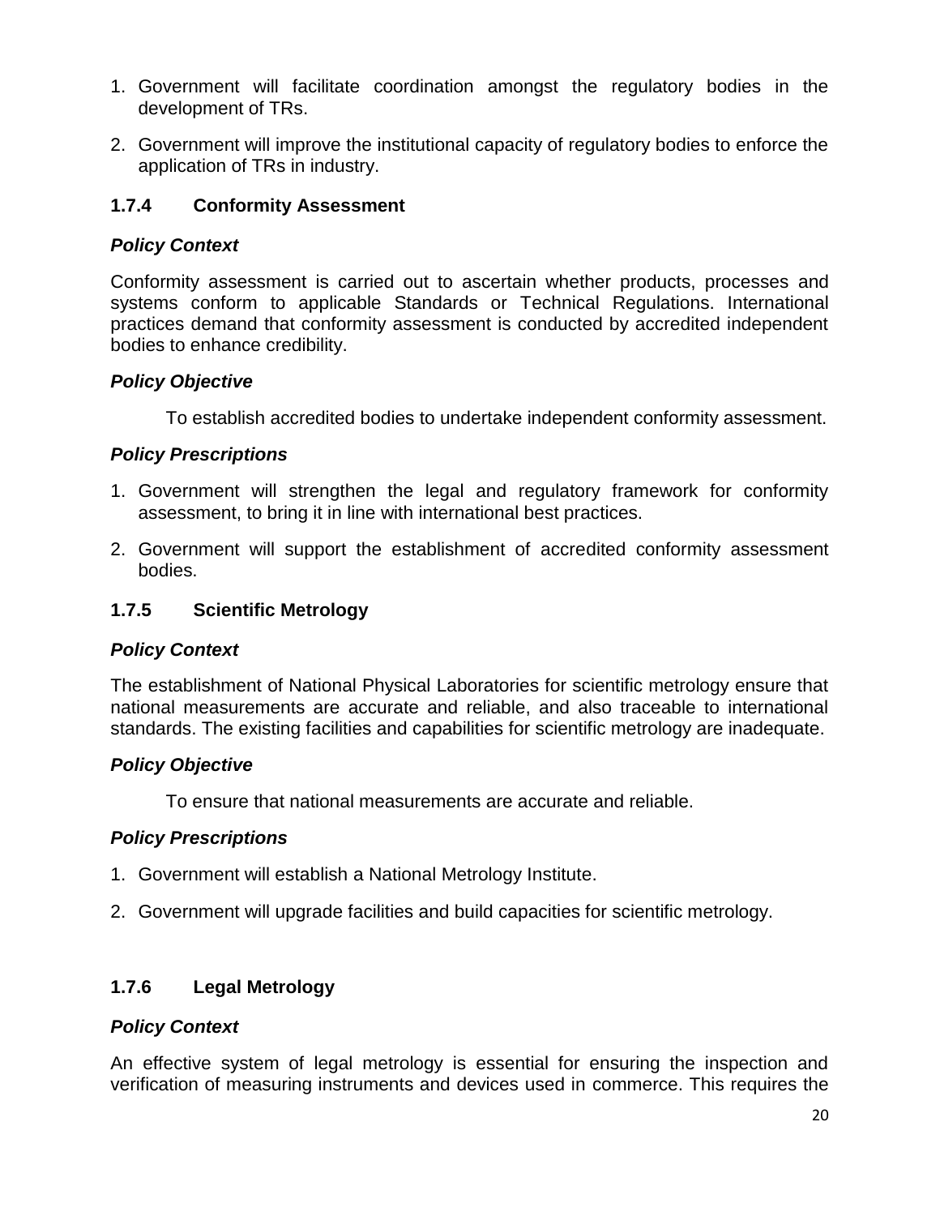1. Government will facilitate coordination amongst the regulatory bodies in the development of TRs.

2. Government will improve the institutional capacity of regulatory bodies to enforce the application of TRs in industry.

### 1.7.4 Conformity Assessment

#### *Policy Context*

Conformity assessment is carried out to ascertain whether products, processes and systems conform to applicable Standards or Technical Regulations. International practices demand that conformity assessment is conducted by accredited independent bodies to enhance credibility.

#### *Policy Objective*

To establish accredited bodies to undertake independent conformity assessment.

#### *Policy Prescriptions*

1. Government will strengthen the legal and regulatory framework for conformity assessment, to bring it in line with international best practices.

2. Government will support the establishment of accredited conformity assessment bodies.

### 1.7.5 Scientific Metrology

#### *Policy Context*

The establishment of National Physical Laboratories for scientific metrology ensure that national measurements are accurate and reliable, and also traceable to international standards. The existing facilities and capabilities for scientific metrology are inadequate.

#### *Policy Objective*

To ensure that national measurements are accurate and reliable.

#### *Policy Prescriptions*

1. Government will establish a National Metrology Institute.

2. Government will upgrade facilities and build capacities for scientific metrology.

### 1.7.6 Legal Metrology

#### *Policy Context*

An effective system of legal metrology is essential for ensuring the inspection and verification of measuring instruments and devices used in commerce. This requires the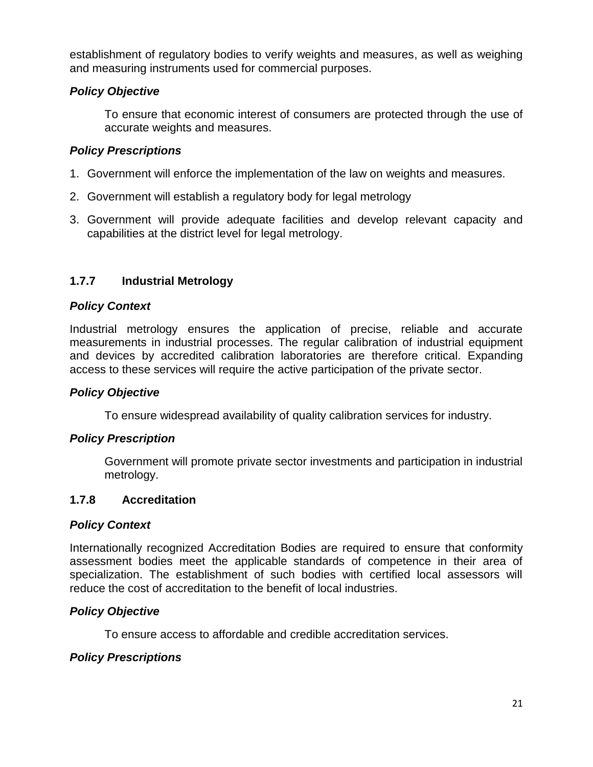establishment of regulatory bodies to verify weights and measures, as well as weighing and measuring instruments used for commercial purposes.

***Policy Objective***

> To ensure that economic interest of consumers are protected through the use of accurate weights and measures.

***Policy Prescriptions***

1. Government will enforce the implementation of the law on weights and measures.
2. Government will establish a regulatory body for legal metrology
3. Government will provide adequate facilities and develop relevant capacity and capabilities at the district level for legal metrology.

### 1.7.7 Industrial Metrology

***Policy Context***

Industrial metrology ensures the application of precise, reliable and accurate measurements in industrial processes. The regular calibration of industrial equipment and devices by accredited calibration laboratories are therefore critical. Expanding access to these services will require the active participation of the private sector.

***Policy Objective***

> To ensure widespread availability of quality calibration services for industry.

***Policy Prescription***

> Government will promote private sector investments and participation in industrial metrology.

### 1.7.8 Accreditation

***Policy Context***

Internationally recognized Accreditation Bodies are required to ensure that conformity assessment bodies meet the applicable standards of competence in their area of specialization. The establishment of such bodies with certified local assessors will reduce the cost of accreditation to the benefit of local industries.

***Policy Objective***

> To ensure access to affordable and credible accreditation services.

***Policy Prescriptions***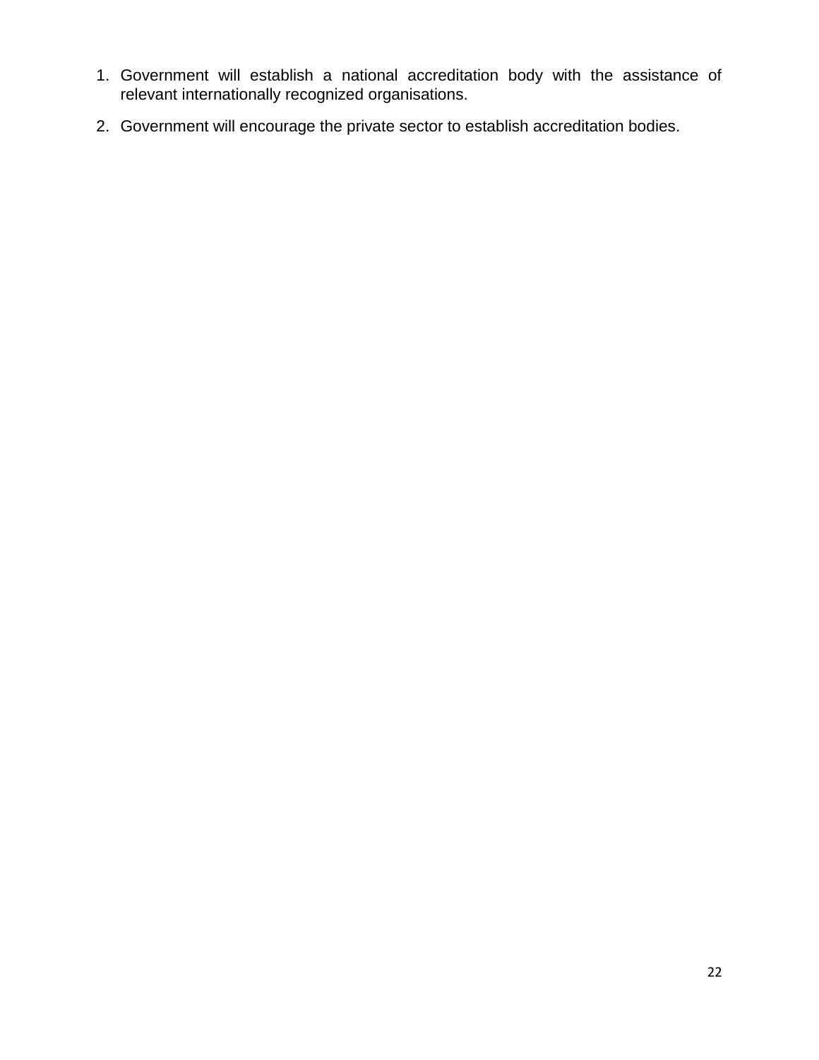1. Government will establish a national accreditation body with the assistance of relevant internationally recognized organisations.
2. Government will encourage the private sector to establish accreditation bodies.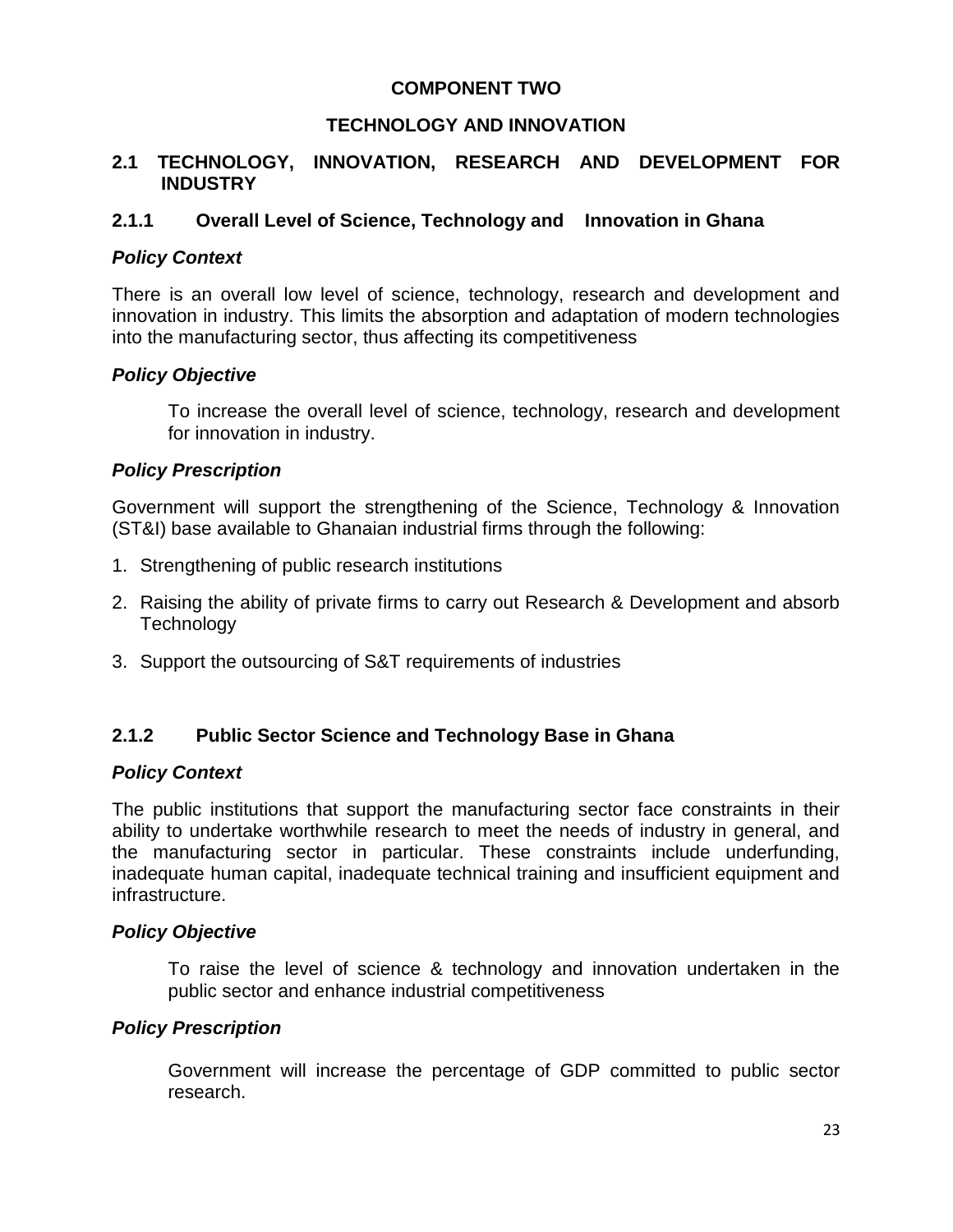# COMPONENT TWO

# TECHNOLOGY AND INNOVATION

## 2.1 TECHNOLOGY, INNOVATION, RESEARCH AND DEVELOPMENT FOR INDUSTRY

### 2.1.1 Overall Level of Science, Technology and Innovation in Ghana

***Policy Context***

There is an overall low level of science, technology, research and development and innovation in industry. This limits the absorption and adaptation of modern technologies into the manufacturing sector, thus affecting its competitiveness

***Policy Objective***

> To increase the overall level of science, technology, research and development for innovation in industry.

***Policy Prescription***

Government will support the strengthening of the Science, Technology & Innovation (ST&I) base available to Ghanaian industrial firms through the following:

1. Strengthening of public research institutions
2. Raising the ability of private firms to carry out Research & Development and absorb Technology
3. Support the outsourcing of S&T requirements of industries

### 2.1.2 Public Sector Science and Technology Base in Ghana

***Policy Context***

The public institutions that support the manufacturing sector face constraints in their ability to undertake worthwhile research to meet the needs of industry in general, and the manufacturing sector in particular. These constraints include underfunding, inadequate human capital, inadequate technical training and insufficient equipment and infrastructure.

***Policy Objective***

> To raise the level of science & technology and innovation undertaken in the public sector and enhance industrial competitiveness

***Policy Prescription***

> Government will increase the percentage of GDP committed to public sector research.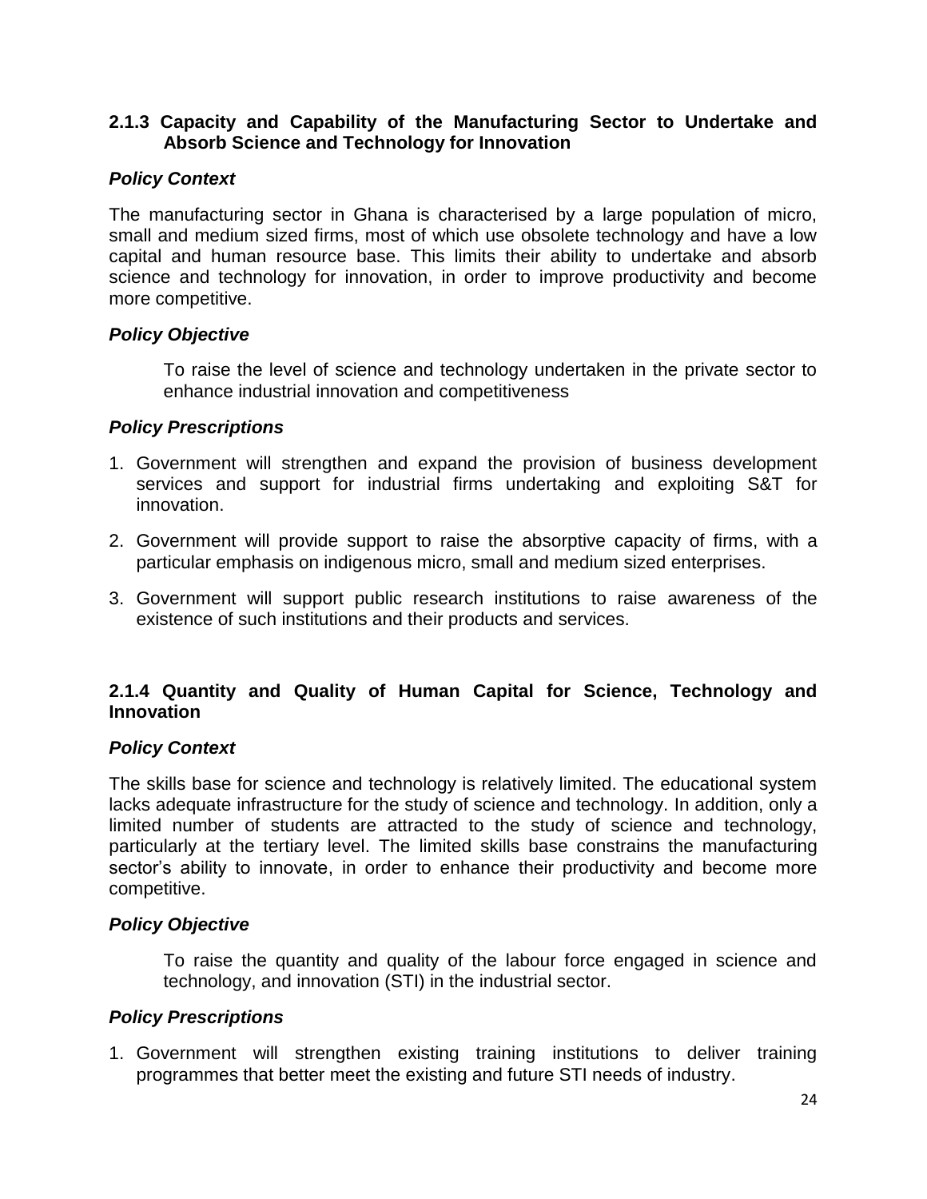### 2.1.3 Capacity and Capability of the Manufacturing Sector to Undertake and Absorb Science and Technology for Innovation

***Policy Context***

The manufacturing sector in Ghana is characterised by a large population of micro, small and medium sized firms, most of which use obsolete technology and have a low capital and human resource base. This limits their ability to undertake and absorb science and technology for innovation, in order to improve productivity and become more competitive.

***Policy Objective***

> To raise the level of science and technology undertaken in the private sector to enhance industrial innovation and competitiveness

***Policy Prescriptions***

1. Government will strengthen and expand the provision of business development services and support for industrial firms undertaking and exploiting S&T for innovation.
2. Government will provide support to raise the absorptive capacity of firms, with a particular emphasis on indigenous micro, small and medium sized enterprises.
3. Government will support public research institutions to raise awareness of the existence of such institutions and their products and services.

### 2.1.4 Quantity and Quality of Human Capital for Science, Technology and Innovation

***Policy Context***

The skills base for science and technology is relatively limited. The educational system lacks adequate infrastructure for the study of science and technology. In addition, only a limited number of students are attracted to the study of science and technology, particularly at the tertiary level. The limited skills base constrains the manufacturing sector's ability to innovate, in order to enhance their productivity and become more competitive.

***Policy Objective***

> To raise the quantity and quality of the labour force engaged in science and technology, and innovation (STI) in the industrial sector.

***Policy Prescriptions***

1. Government will strengthen existing training institutions to deliver training programmes that better meet the existing and future STI needs of industry.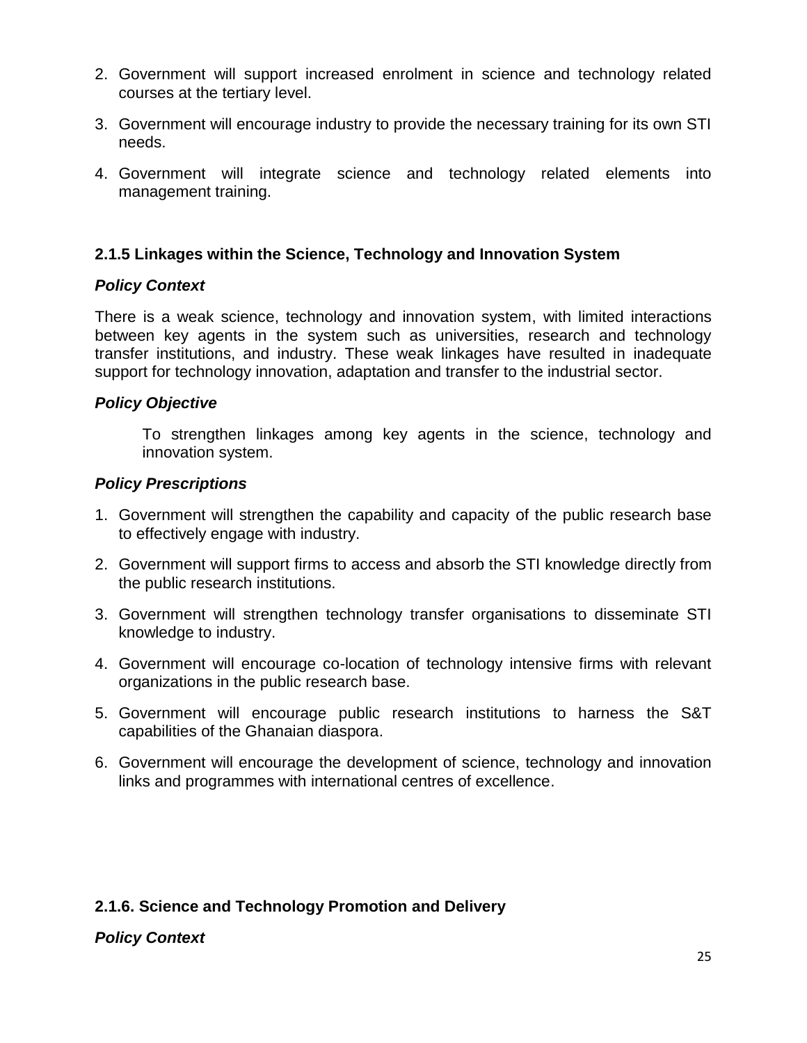2. Government will support increased enrolment in science and technology related courses at the tertiary level.

3. Government will encourage industry to provide the necessary training for its own STI needs.

4. Government will integrate science and technology related elements into management training.

### 2.1.5 Linkages within the Science, Technology and Innovation System

***Policy Context***

There is a weak science, technology and innovation system, with limited interactions between key agents in the system such as universities, research and technology transfer institutions, and industry. These weak linkages have resulted in inadequate support for technology innovation, adaptation and transfer to the industrial sector.

***Policy Objective***

> To strengthen linkages among key agents in the science, technology and innovation system.

***Policy Prescriptions***

1. Government will strengthen the capability and capacity of the public research base to effectively engage with industry.

2. Government will support firms to access and absorb the STI knowledge directly from the public research institutions.

3. Government will strengthen technology transfer organisations to disseminate STI knowledge to industry.

4. Government will encourage co-location of technology intensive firms with relevant organizations in the public research base.

5. Government will encourage public research institutions to harness the S&T capabilities of the Ghanaian diaspora.

6. Government will encourage the development of science, technology and innovation links and programmes with international centres of excellence.

### 2.1.6. Science and Technology Promotion and Delivery

***Policy Context***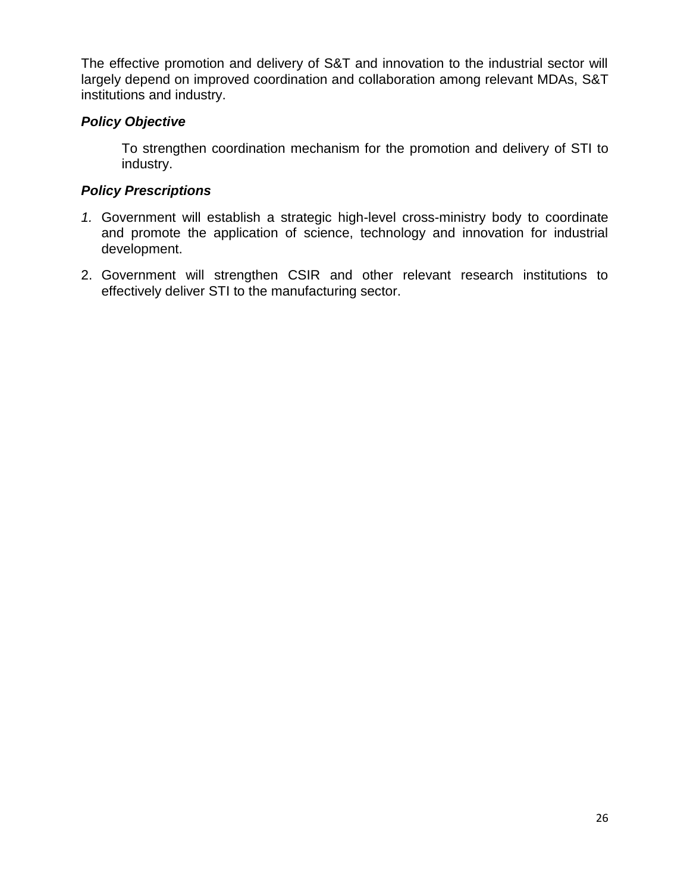The effective promotion and delivery of S&T and innovation to the industrial sector will largely depend on improved coordination and collaboration among relevant MDAs, S&T institutions and industry.

***Policy Objective***

> To strengthen coordination mechanism for the promotion and delivery of STI to industry.

***Policy Prescriptions***

1. Government will establish a strategic high-level cross-ministry body to coordinate and promote the application of science, technology and innovation for industrial development.
2. Government will strengthen CSIR and other relevant research institutions to effectively deliver STI to the manufacturing sector.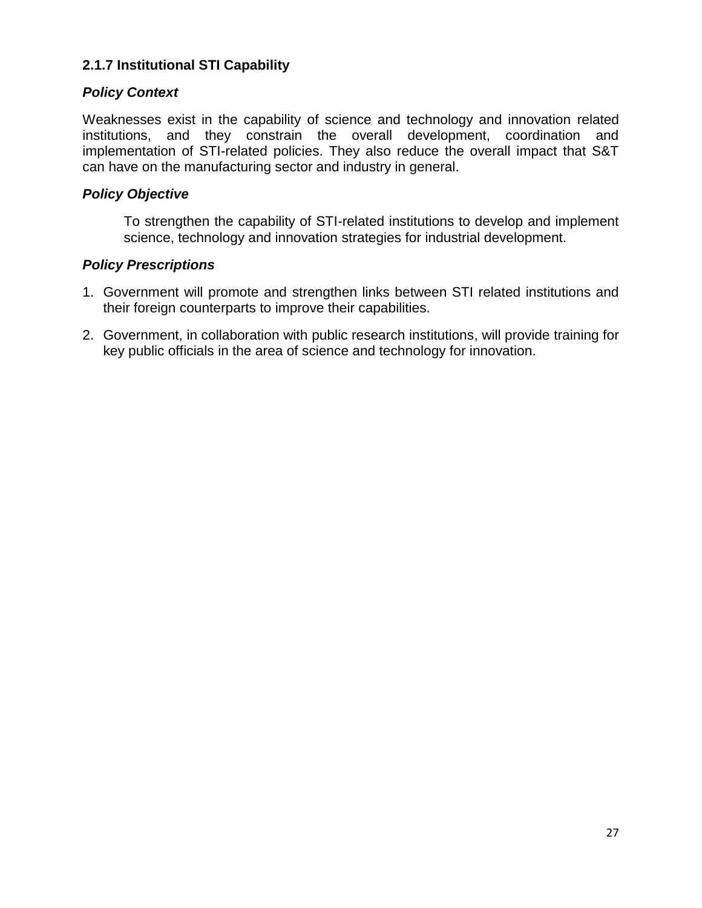### 2.1.7 Institutional STI Capability

#### *Policy Context*

Weaknesses exist in the capability of science and technology and innovation related institutions, and they constrain the overall development, coordination and implementation of STI-related policies. They also reduce the overall impact that S&T can have on the manufacturing sector and industry in general.

#### *Policy Objective*

> To strengthen the capability of STI-related institutions to develop and implement science, technology and innovation strategies for industrial development.

#### *Policy Prescriptions*

1. Government will promote and strengthen links between STI related institutions and their foreign counterparts to improve their capabilities.
2. Government, in collaboration with public research institutions, will provide training for key public officials in the area of science and technology for innovation.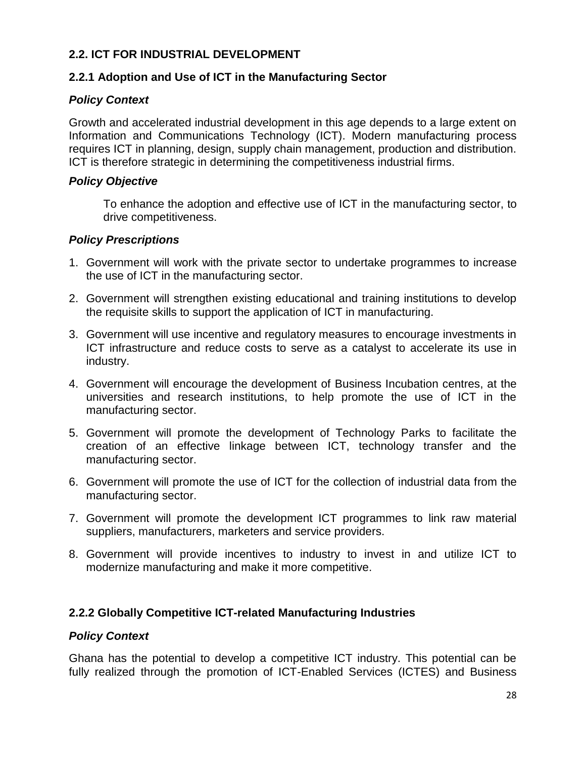## 2.2. ICT FOR INDUSTRIAL DEVELOPMENT

### 2.2.1 Adoption and Use of ICT in the Manufacturing Sector

***Policy Context***

Growth and accelerated industrial development in this age depends to a large extent on Information and Communications Technology (ICT). Modern manufacturing process requires ICT in planning, design, supply chain management, production and distribution. ICT is therefore strategic in determining the competitiveness industrial firms.

***Policy Objective***

> To enhance the adoption and effective use of ICT in the manufacturing sector, to drive competitiveness.

***Policy Prescriptions***

1. Government will work with the private sector to undertake programmes to increase the use of ICT in the manufacturing sector.
2. Government will strengthen existing educational and training institutions to develop the requisite skills to support the application of ICT in manufacturing.
3. Government will use incentive and regulatory measures to encourage investments in ICT infrastructure and reduce costs to serve as a catalyst to accelerate its use in industry.
4. Government will encourage the development of Business Incubation centres, at the universities and research institutions, to help promote the use of ICT in the manufacturing sector.
5. Government will promote the development of Technology Parks to facilitate the creation of an effective linkage between ICT, technology transfer and the manufacturing sector.
6. Government will promote the use of ICT for the collection of industrial data from the manufacturing sector.
7. Government will promote the development ICT programmes to link raw material suppliers, manufacturers, marketers and service providers.
8. Government will provide incentives to industry to invest in and utilize ICT to modernize manufacturing and make it more competitive.

### 2.2.2 Globally Competitive ICT-related Manufacturing Industries

***Policy Context***

Ghana has the potential to develop a competitive ICT industry. This potential can be fully realized through the promotion of ICT-Enabled Services (ICTES) and Business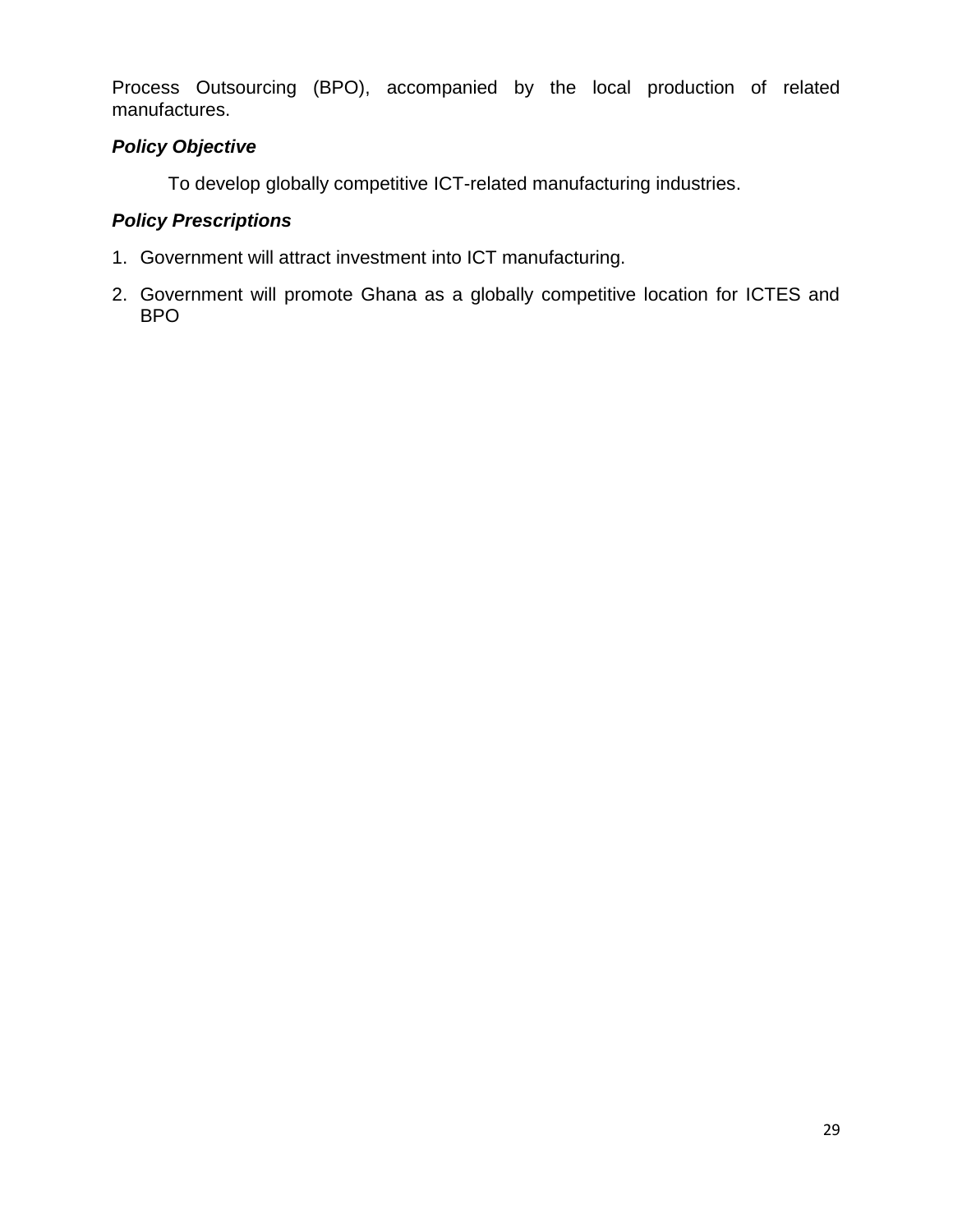Process Outsourcing (BPO), accompanied by the local production of related manufactures.

***Policy Objective***

To develop globally competitive ICT-related manufacturing industries.

***Policy Prescriptions***

1. Government will attract investment into ICT manufacturing.
2. Government will promote Ghana as a globally competitive location for ICTES and BPO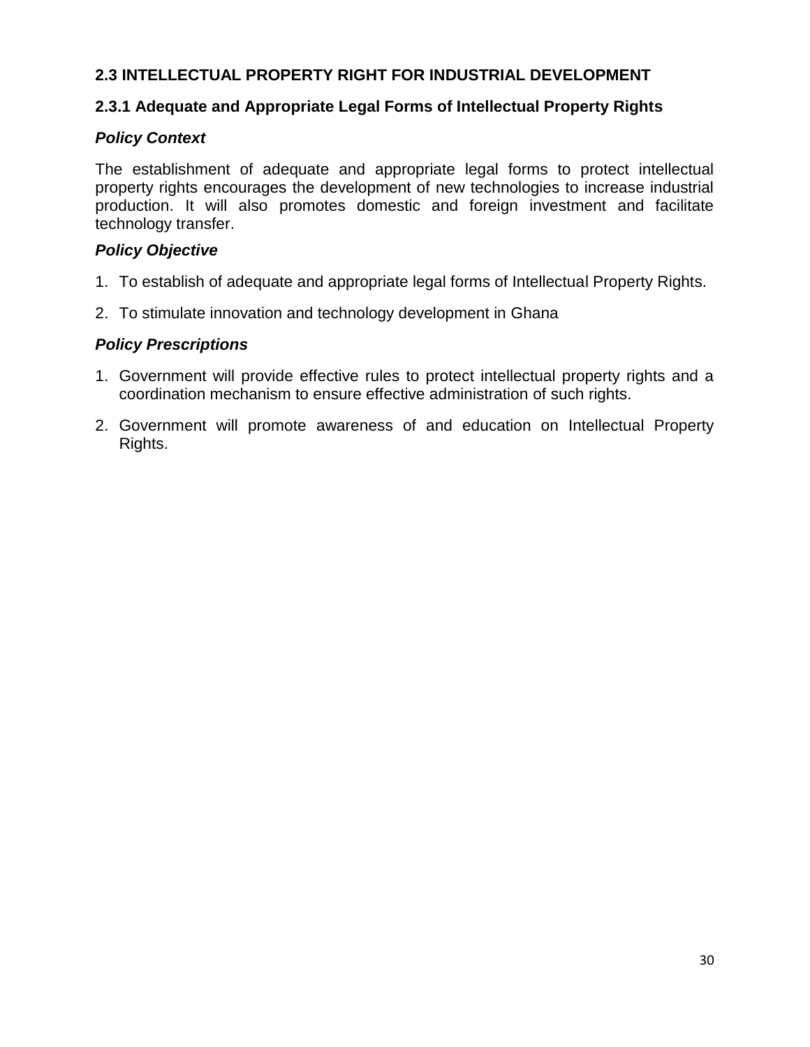## 2.3 INTELLECTUAL PROPERTY RIGHT FOR INDUSTRIAL DEVELOPMENT

### 2.3.1 Adequate and Appropriate Legal Forms of Intellectual Property Rights

***Policy Context***

The establishment of adequate and appropriate legal forms to protect intellectual property rights encourages the development of new technologies to increase industrial production. It will also promotes domestic and foreign investment and facilitate technology transfer.

***Policy Objective***

1. To establish of adequate and appropriate legal forms of Intellectual Property Rights.
2. To stimulate innovation and technology development in Ghana

***Policy Prescriptions***

1. Government will provide effective rules to protect intellectual property rights and a coordination mechanism to ensure effective administration of such rights.
2. Government will promote awareness of and education on Intellectual Property Rights.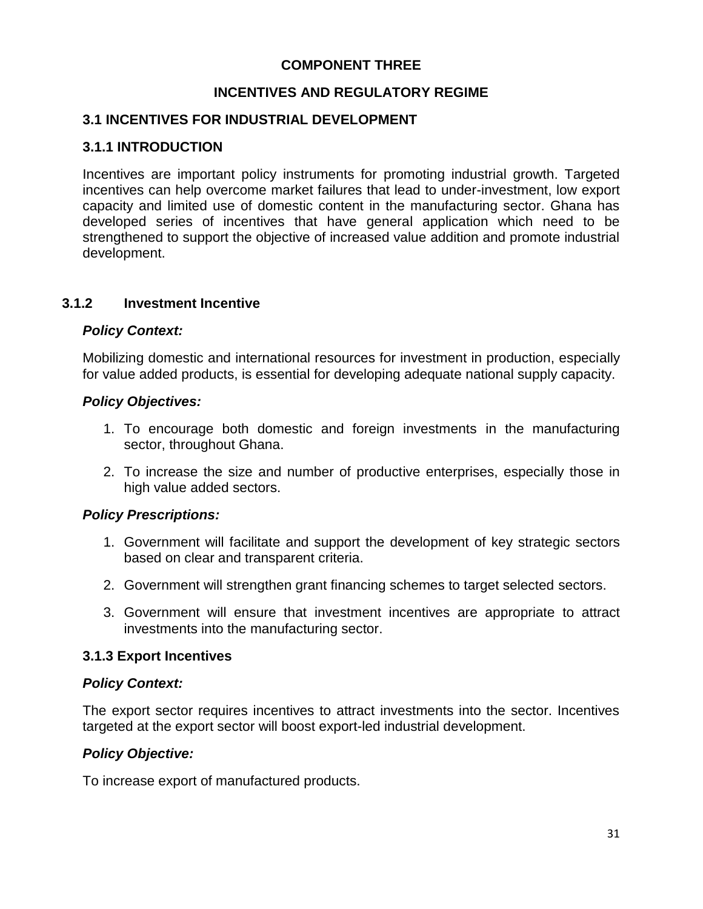# COMPONENT THREE

# INCENTIVES AND REGULATORY REGIME

## 3.1 INCENTIVES FOR INDUSTRIAL DEVELOPMENT

### 3.1.1 INTRODUCTION

Incentives are important policy instruments for promoting industrial growth. Targeted incentives can help overcome market failures that lead to under-investment, low export capacity and limited use of domestic content in the manufacturing sector. Ghana has developed series of incentives that have general application which need to be strengthened to support the objective of increased value addition and promote industrial development.

### 3.1.2 Investment Incentive

***Policy Context:***

Mobilizing domestic and international resources for investment in production, especially for value added products, is essential for developing adequate national supply capacity.

***Policy Objectives:***

1. To encourage both domestic and foreign investments in the manufacturing sector, throughout Ghana.
2. To increase the size and number of productive enterprises, especially those in high value added sectors.

***Policy Prescriptions:***

1. Government will facilitate and support the development of key strategic sectors based on clear and transparent criteria.
2. Government will strengthen grant financing schemes to target selected sectors.
3. Government will ensure that investment incentives are appropriate to attract investments into the manufacturing sector.

### 3.1.3 Export Incentives

***Policy Context:***

The export sector requires incentives to attract investments into the sector. Incentives targeted at the export sector will boost export-led industrial development.

***Policy Objective:***

To increase export of manufactured products.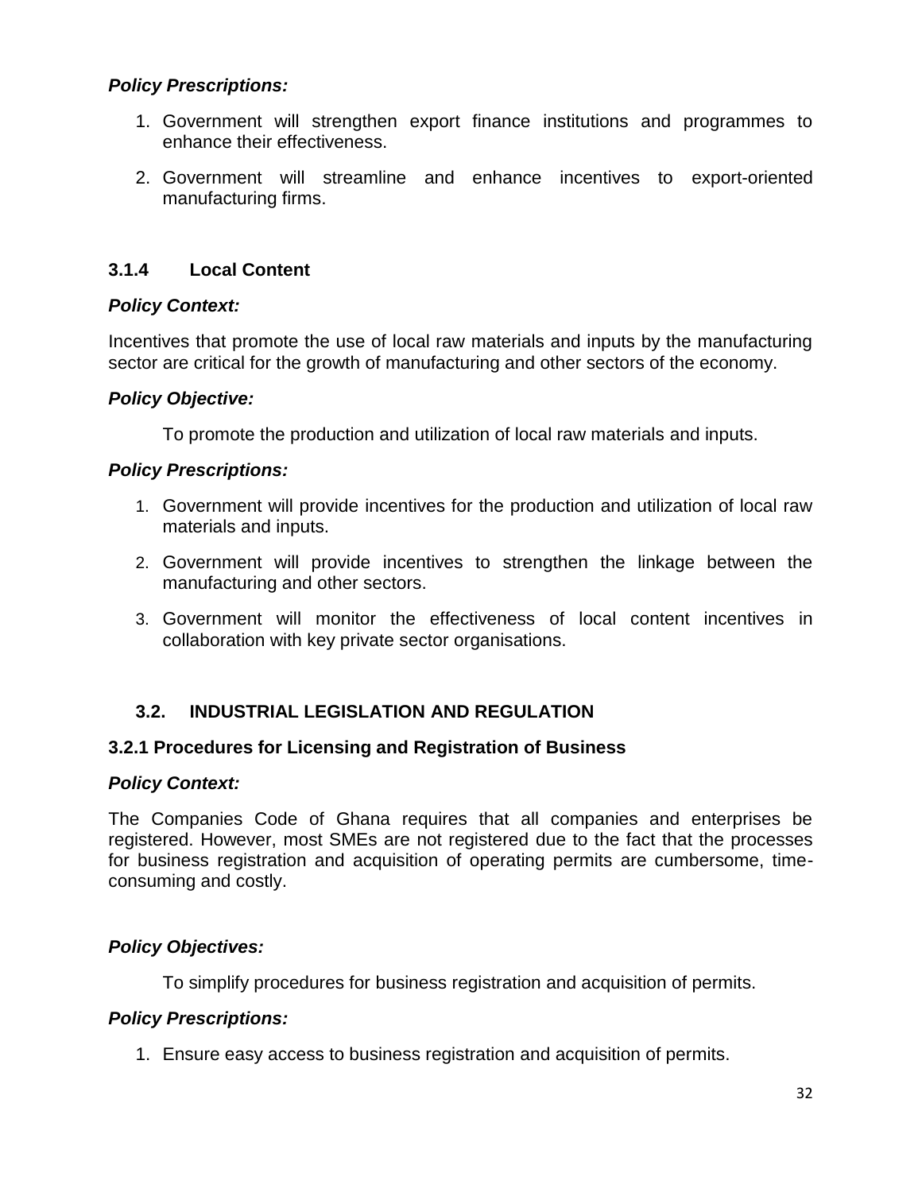***Policy Prescriptions:***

1. Government will strengthen export finance institutions and programmes to enhance their effectiveness.
2. Government will streamline and enhance incentives to export-oriented manufacturing firms.

### 3.1.4 Local Content

***Policy Context:***

Incentives that promote the use of local raw materials and inputs by the manufacturing sector are critical for the growth of manufacturing and other sectors of the economy.

***Policy Objective:***

To promote the production and utilization of local raw materials and inputs.

***Policy Prescriptions:***

1. Government will provide incentives for the production and utilization of local raw materials and inputs.
2. Government will provide incentives to strengthen the linkage between the manufacturing and other sectors.
3. Government will monitor the effectiveness of local content incentives in collaboration with key private sector organisations.

## 3.2. INDUSTRIAL LEGISLATION AND REGULATION

### 3.2.1 Procedures for Licensing and Registration of Business

***Policy Context:***

The Companies Code of Ghana requires that all companies and enterprises be registered. However, most SMEs are not registered due to the fact that the processes for business registration and acquisition of operating permits are cumbersome, time-consuming and costly.

***Policy Objectives:***

To simplify procedures for business registration and acquisition of permits.

***Policy Prescriptions:***

1. Ensure easy access to business registration and acquisition of permits.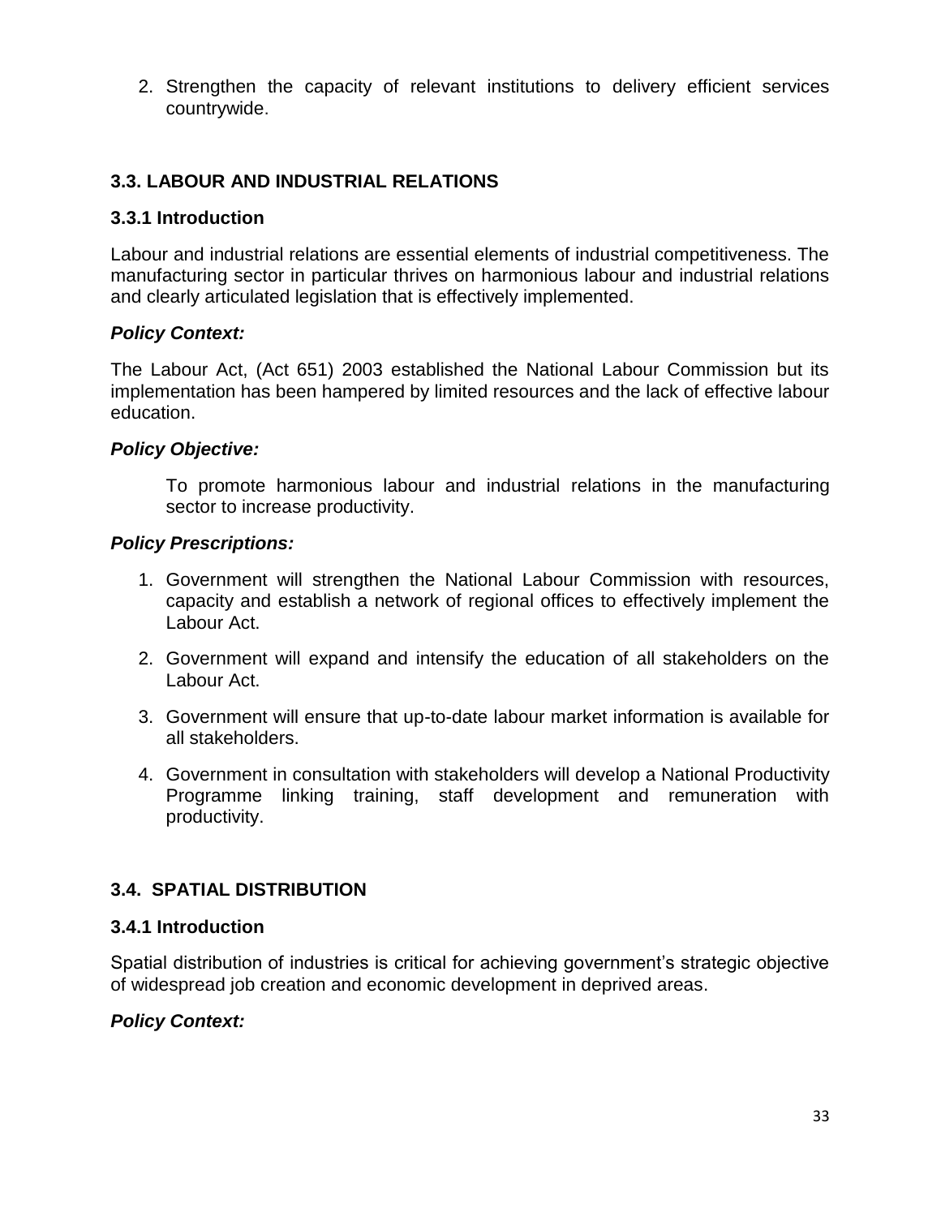2. Strengthen the capacity of relevant institutions to delivery efficient services countrywide.

## 3.3. LABOUR AND INDUSTRIAL RELATIONS

### 3.3.1 Introduction

Labour and industrial relations are essential elements of industrial competitiveness. The manufacturing sector in particular thrives on harmonious labour and industrial relations and clearly articulated legislation that is effectively implemented.

***Policy Context:***

The Labour Act, (Act 651) 2003 established the National Labour Commission but its implementation has been hampered by limited resources and the lack of effective labour education.

***Policy Objective:***

To promote harmonious labour and industrial relations in the manufacturing sector to increase productivity.

***Policy Prescriptions:***

1. Government will strengthen the National Labour Commission with resources, capacity and establish a network of regional offices to effectively implement the Labour Act.
2. Government will expand and intensify the education of all stakeholders on the Labour Act.
3. Government will ensure that up-to-date labour market information is available for all stakeholders.
4. Government in consultation with stakeholders will develop a National Productivity Programme linking training, staff development and remuneration with productivity.

## 3.4. SPATIAL DISTRIBUTION

### 3.4.1 Introduction

Spatial distribution of industries is critical for achieving government's strategic objective of widespread job creation and economic development in deprived areas.

***Policy Context:***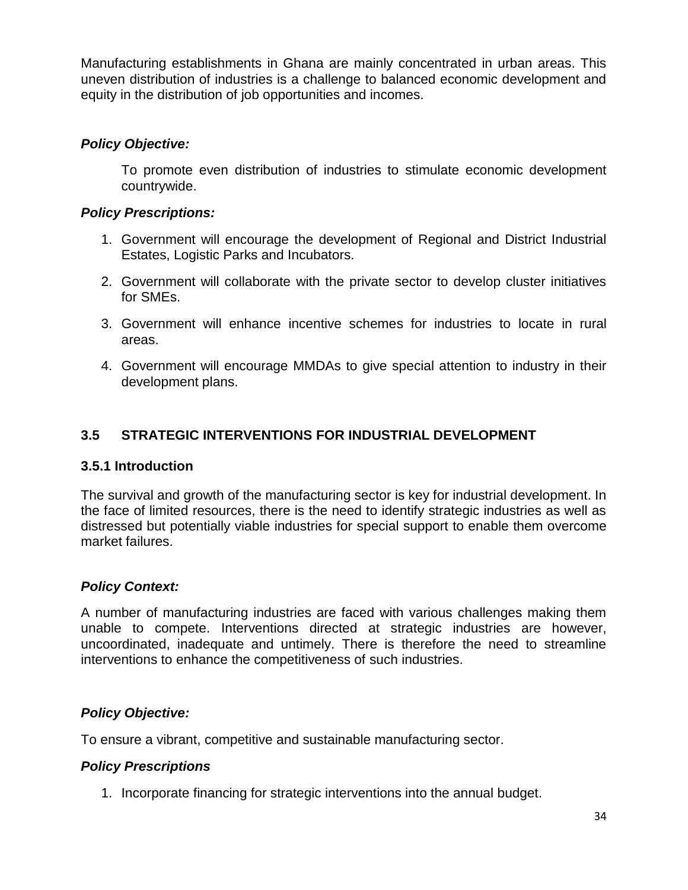Manufacturing establishments in Ghana are mainly concentrated in urban areas. This uneven distribution of industries is a challenge to balanced economic development and equity in the distribution of job opportunities and incomes.

***Policy Objective:***

To promote even distribution of industries to stimulate economic development countrywide.

***Policy Prescriptions:***

1. Government will encourage the development of Regional and District Industrial Estates, Logistic Parks and Incubators.
2. Government will collaborate with the private sector to develop cluster initiatives for SMEs.
3. Government will enhance incentive schemes for industries to locate in rural areas.
4. Government will encourage MMDAs to give special attention to industry in their development plans.

## 3.5 STRATEGIC INTERVENTIONS FOR INDUSTRIAL DEVELOPMENT

### 3.5.1 Introduction

The survival and growth of the manufacturing sector is key for industrial development. In the face of limited resources, there is the need to identify strategic industries as well as distressed but potentially viable industries for special support to enable them overcome market failures.

***Policy Context:***

A number of manufacturing industries are faced with various challenges making them unable to compete. Interventions directed at strategic industries are however, uncoordinated, inadequate and untimely. There is therefore the need to streamline interventions to enhance the competitiveness of such industries.

***Policy Objective:***

To ensure a vibrant, competitive and sustainable manufacturing sector.

***Policy Prescriptions***

1. Incorporate financing for strategic interventions into the annual budget.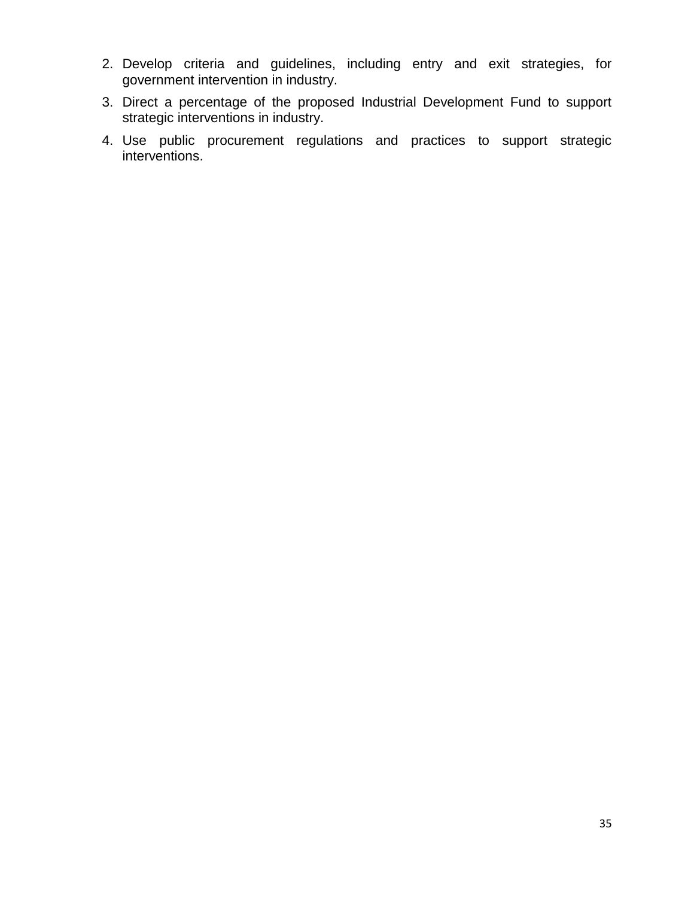2. Develop criteria and guidelines, including entry and exit strategies, for government intervention in industry.
3. Direct a percentage of the proposed Industrial Development Fund to support strategic interventions in industry.
4. Use public procurement regulations and practices to support strategic interventions.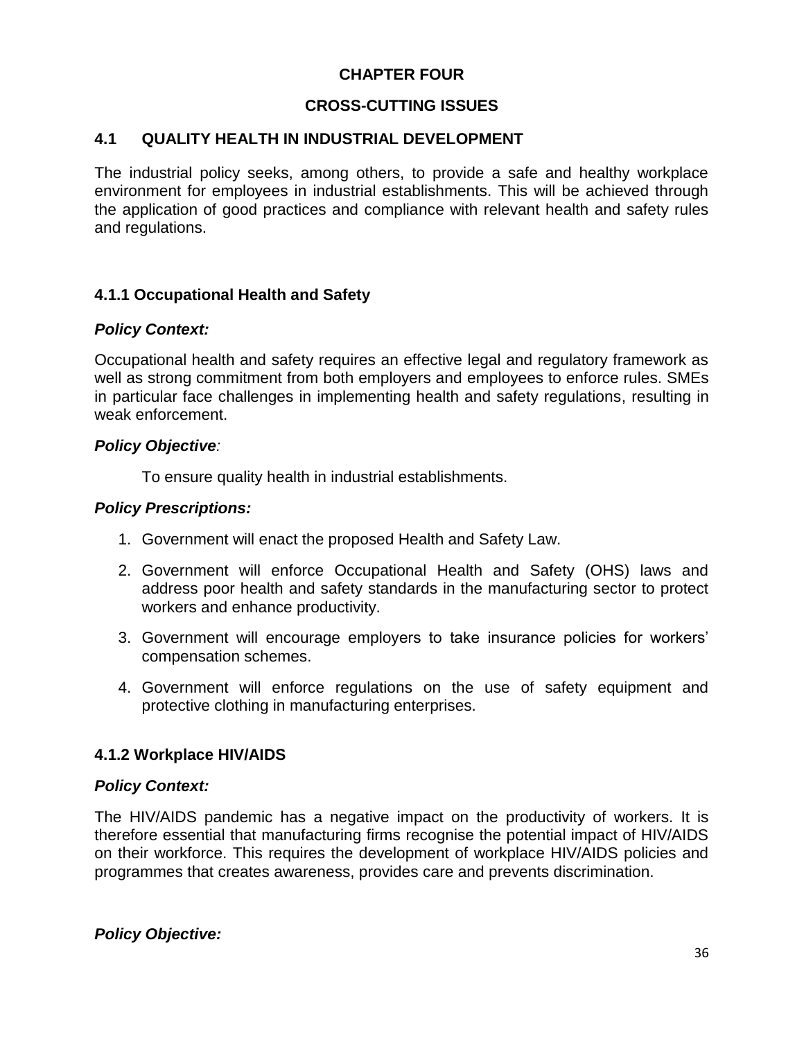# CHAPTER FOUR

# CROSS-CUTTING ISSUES

## 4.1 QUALITY HEALTH IN INDUSTRIAL DEVELOPMENT

The industrial policy seeks, among others, to provide a safe and healthy workplace environment for employees in industrial establishments. This will be achieved through the application of good practices and compliance with relevant health and safety rules and regulations.

### 4.1.1 Occupational Health and Safety

***Policy Context:***

Occupational health and safety requires an effective legal and regulatory framework as well as strong commitment from both employers and employees to enforce rules. SMEs in particular face challenges in implementing health and safety regulations, resulting in weak enforcement.

***Policy Objective****:*

To ensure quality health in industrial establishments.

***Policy Prescriptions:***

1. Government will enact the proposed Health and Safety Law.
2. Government will enforce Occupational Health and Safety (OHS) laws and address poor health and safety standards in the manufacturing sector to protect workers and enhance productivity.
3. Government will encourage employers to take insurance policies for workers' compensation schemes.
4. Government will enforce regulations on the use of safety equipment and protective clothing in manufacturing enterprises.

### 4.1.2 Workplace HIV/AIDS

***Policy Context:***

The HIV/AIDS pandemic has a negative impact on the productivity of workers. It is therefore essential that manufacturing firms recognise the potential impact of HIV/AIDS on their workforce. This requires the development of workplace HIV/AIDS policies and programmes that creates awareness, provides care and prevents discrimination.

***Policy Objective:***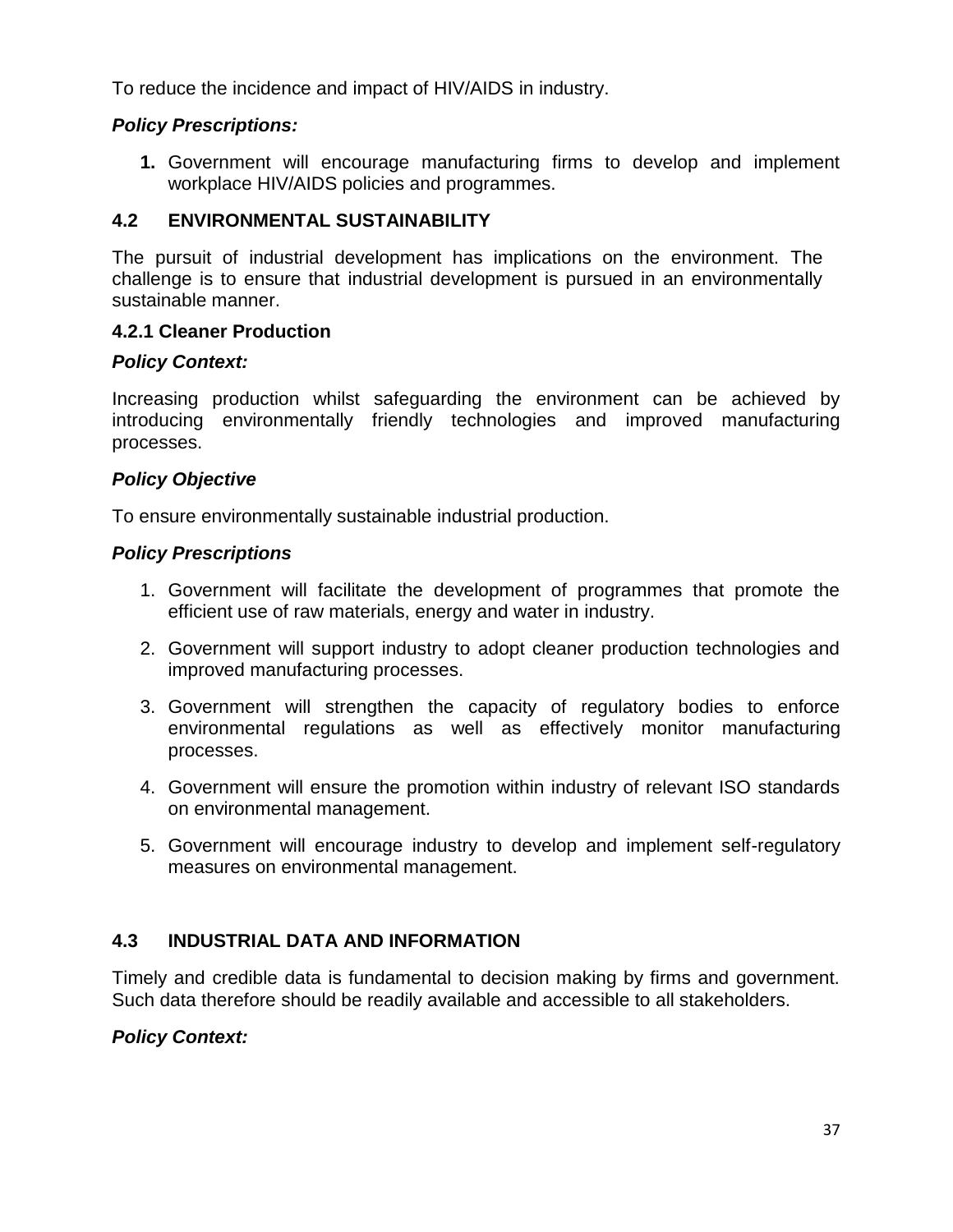To reduce the incidence and impact of HIV/AIDS in industry.

***Policy Prescriptions:***

1. Government will encourage manufacturing firms to develop and implement workplace HIV/AIDS policies and programmes.

## 4.2 ENVIRONMENTAL SUSTAINABILITY

The pursuit of industrial development has implications on the environment. The challenge is to ensure that industrial development is pursued in an environmentally sustainable manner.

### 4.2.1 Cleaner Production

***Policy Context:***

Increasing production whilst safeguarding the environment can be achieved by introducing environmentally friendly technologies and improved manufacturing processes.

***Policy Objective***

To ensure environmentally sustainable industrial production.

***Policy Prescriptions***

1. Government will facilitate the development of programmes that promote the efficient use of raw materials, energy and water in industry.
2. Government will support industry to adopt cleaner production technologies and improved manufacturing processes.
3. Government will strengthen the capacity of regulatory bodies to enforce environmental regulations as well as effectively monitor manufacturing processes.
4. Government will ensure the promotion within industry of relevant ISO standards on environmental management.
5. Government will encourage industry to develop and implement self-regulatory measures on environmental management.

## 4.3 INDUSTRIAL DATA AND INFORMATION

Timely and credible data is fundamental to decision making by firms and government. Such data therefore should be readily available and accessible to all stakeholders.

***Policy Context:***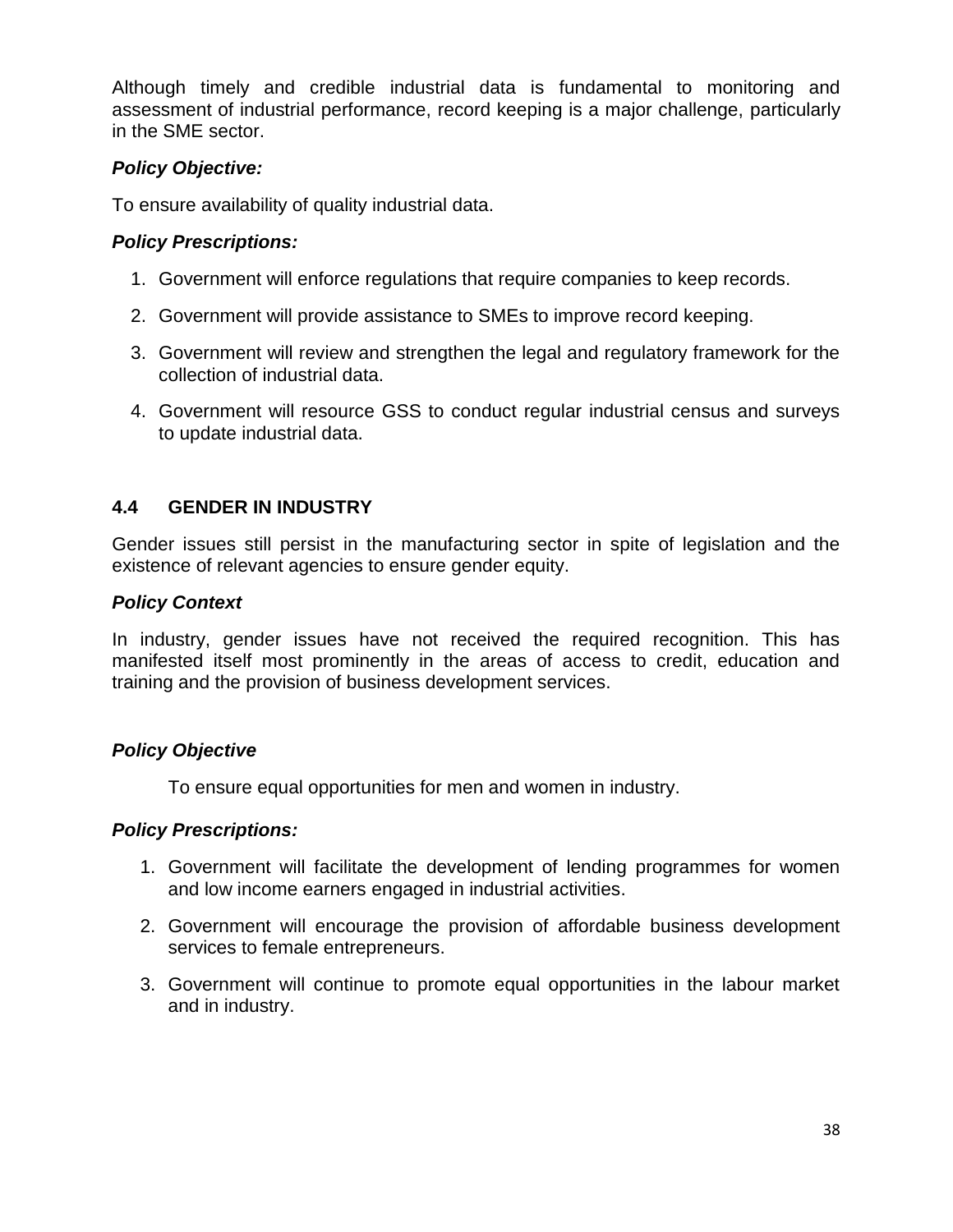Although timely and credible industrial data is fundamental to monitoring and assessment of industrial performance, record keeping is a major challenge, particularly in the SME sector.

***Policy Objective:***

To ensure availability of quality industrial data.

***Policy Prescriptions:***

1. Government will enforce regulations that require companies to keep records.
2. Government will provide assistance to SMEs to improve record keeping.
3. Government will review and strengthen the legal and regulatory framework for the collection of industrial data.
4. Government will resource GSS to conduct regular industrial census and surveys to update industrial data.

## 4.4 GENDER IN INDUSTRY

Gender issues still persist in the manufacturing sector in spite of legislation and the existence of relevant agencies to ensure gender equity.

***Policy Context***

In industry, gender issues have not received the required recognition. This has manifested itself most prominently in the areas of access to credit, education and training and the provision of business development services.

***Policy Objective***

To ensure equal opportunities for men and women in industry.

***Policy Prescriptions:***

1. Government will facilitate the development of lending programmes for women and low income earners engaged in industrial activities.
2. Government will encourage the provision of affordable business development services to female entrepreneurs.
3. Government will continue to promote equal opportunities in the labour market and in industry.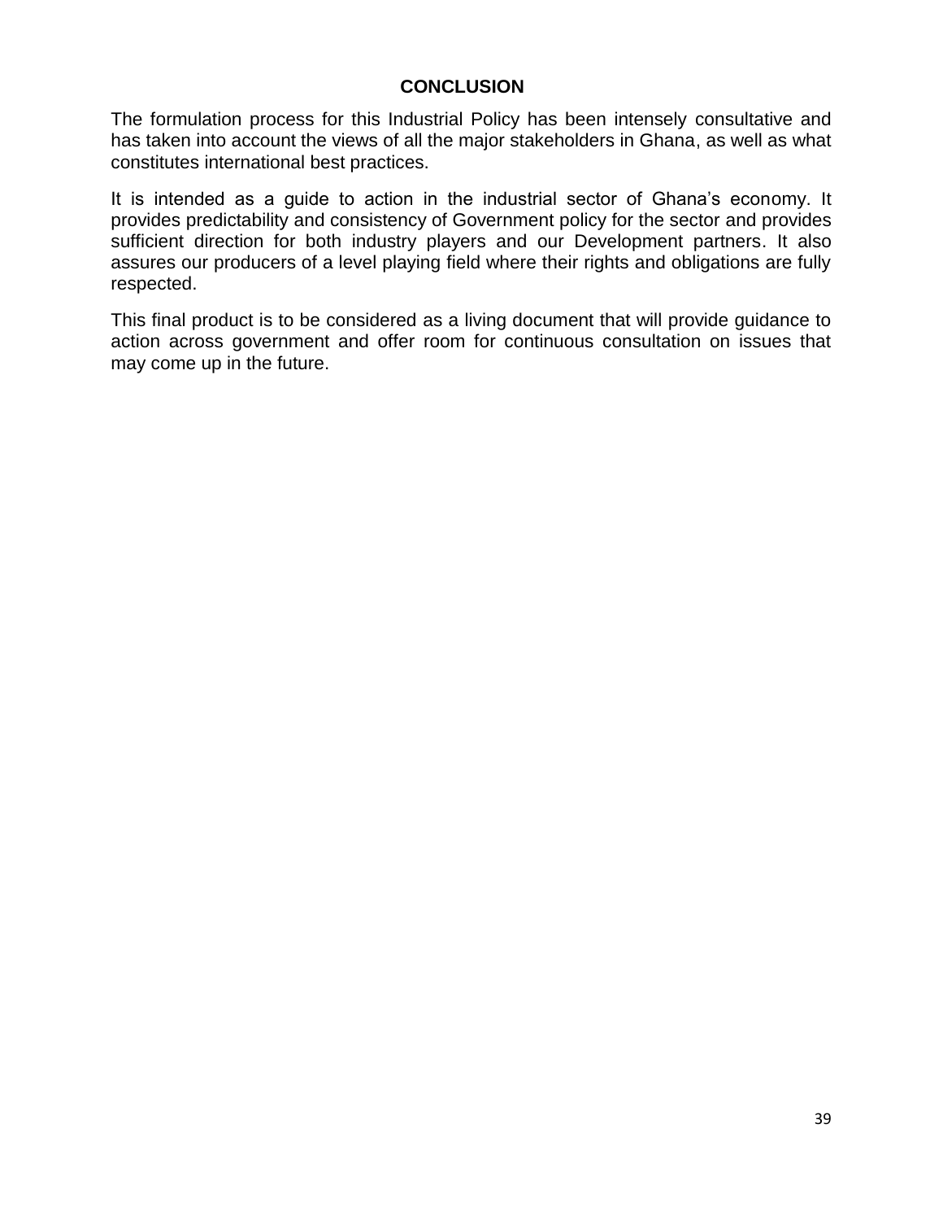## CONCLUSION

The formulation process for this Industrial Policy has been intensely consultative and has taken into account the views of all the major stakeholders in Ghana, as well as what constitutes international best practices.

It is intended as a guide to action in the industrial sector of Ghana's economy. It provides predictability and consistency of Government policy for the sector and provides sufficient direction for both industry players and our Development partners. It also assures our producers of a level playing field where their rights and obligations are fully respected.

This final product is to be considered as a living document that will provide guidance to action across government and offer room for continuous consultation on issues that may come up in the future.